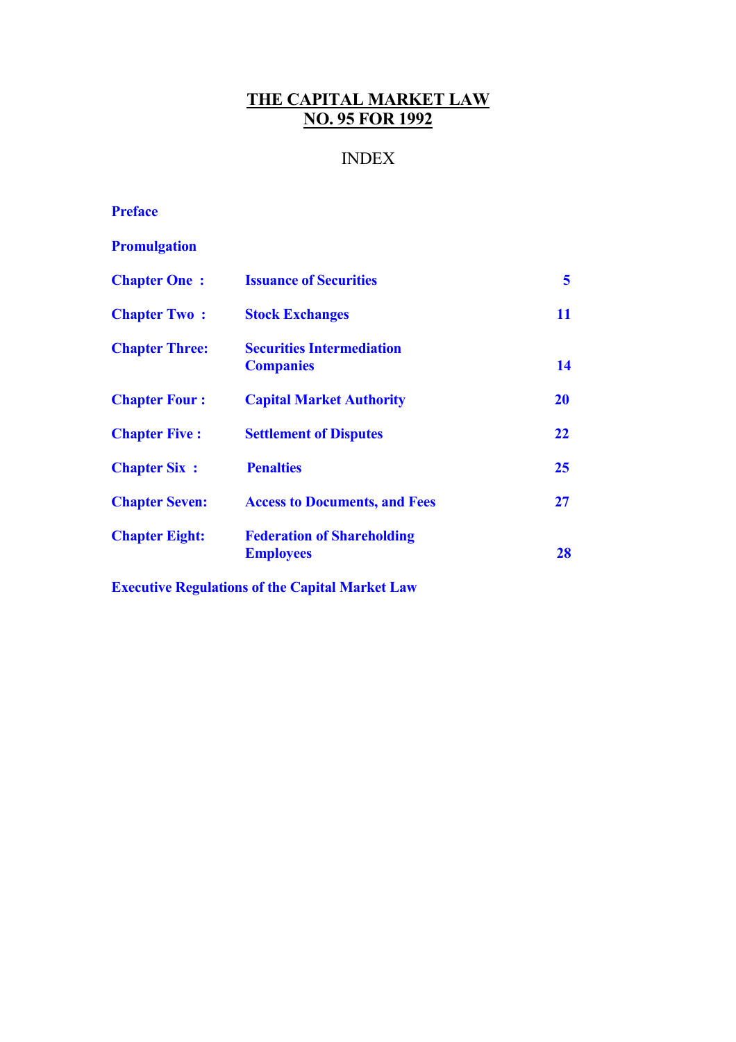# THE CAPITAL MARKET LAW
# NO. 95 FOR 1992

## INDEX

**Preface**

**Promulgation**

| | | |
|---|---|---|
| **Chapter One :** | **Issuance of Securities** | **5** |
| **Chapter Two :** | **Stock Exchanges** | **11** |
| **Chapter Three:** | **Securities Intermediation Companies** | **14** |
| **Chapter Four :** | **Capital Market Authority** | **20** |
| **Chapter Five :** | **Settlement of Disputes** | **22** |
| **Chapter Six :** | **Penalties** | **25** |
| **Chapter Seven:** | **Access to Documents, and Fees** | **27** |
| **Chapter Eight:** | **Federation of Shareholding Employees** | **28** |

**Executive Regulations of the Capital Market Law**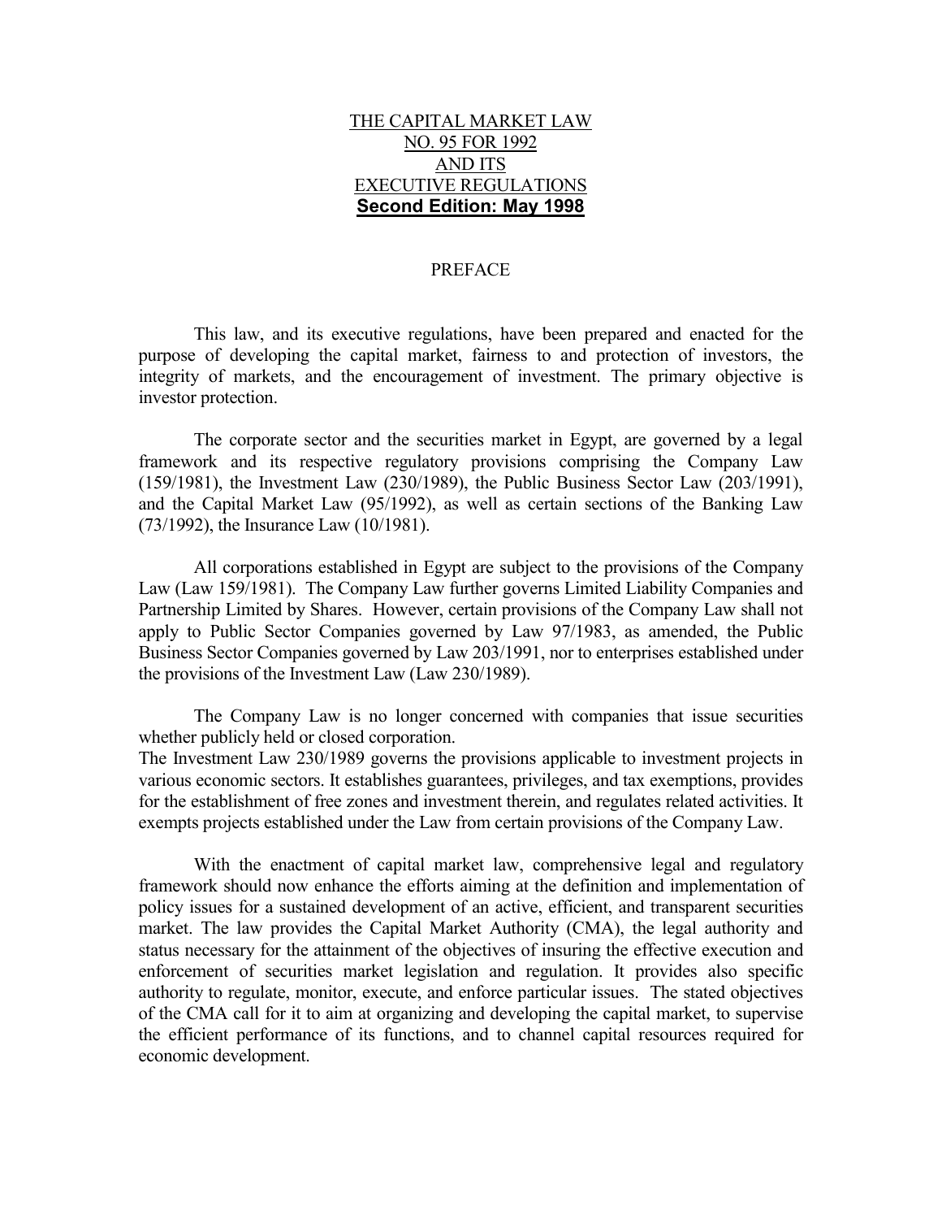# THE CAPITAL MARKET LAW NO. 95 FOR 1992 AND ITS EXECUTIVE REGULATIONS

**Second Edition: May 1998**

## PREFACE

This law, and its executive regulations, have been prepared and enacted for the purpose of developing the capital market, fairness to and protection of investors, the integrity of markets, and the encouragement of investment. The primary objective is investor protection.

The corporate sector and the securities market in Egypt, are governed by a legal framework and its respective regulatory provisions comprising the Company Law (159/1981), the Investment Law (230/1989), the Public Business Sector Law (203/1991), and the Capital Market Law (95/1992), as well as certain sections of the Banking Law (73/1992), the Insurance Law (10/1981).

All corporations established in Egypt are subject to the provisions of the Company Law (Law 159/1981). The Company Law further governs Limited Liability Companies and Partnership Limited by Shares. However, certain provisions of the Company Law shall not apply to Public Sector Companies governed by Law 97/1983, as amended, the Public Business Sector Companies governed by Law 203/1991, nor to enterprises established under the provisions of the Investment Law (Law 230/1989).

The Company Law is no longer concerned with companies that issue securities whether publicly held or closed corporation.

The Investment Law 230/1989 governs the provisions applicable to investment projects in various economic sectors. It establishes guarantees, privileges, and tax exemptions, provides for the establishment of free zones and investment therein, and regulates related activities. It exempts projects established under the Law from certain provisions of the Company Law.

With the enactment of capital market law, comprehensive legal and regulatory framework should now enhance the efforts aiming at the definition and implementation of policy issues for a sustained development of an active, efficient, and transparent securities market. The law provides the Capital Market Authority (CMA), the legal authority and status necessary for the attainment of the objectives of insuring the effective execution and enforcement of securities market legislation and regulation. It provides also specific authority to regulate, monitor, execute, and enforce particular issues. The stated objectives of the CMA call for it to aim at organizing and developing the capital market, to supervise the efficient performance of its functions, and to channel capital resources required for economic development.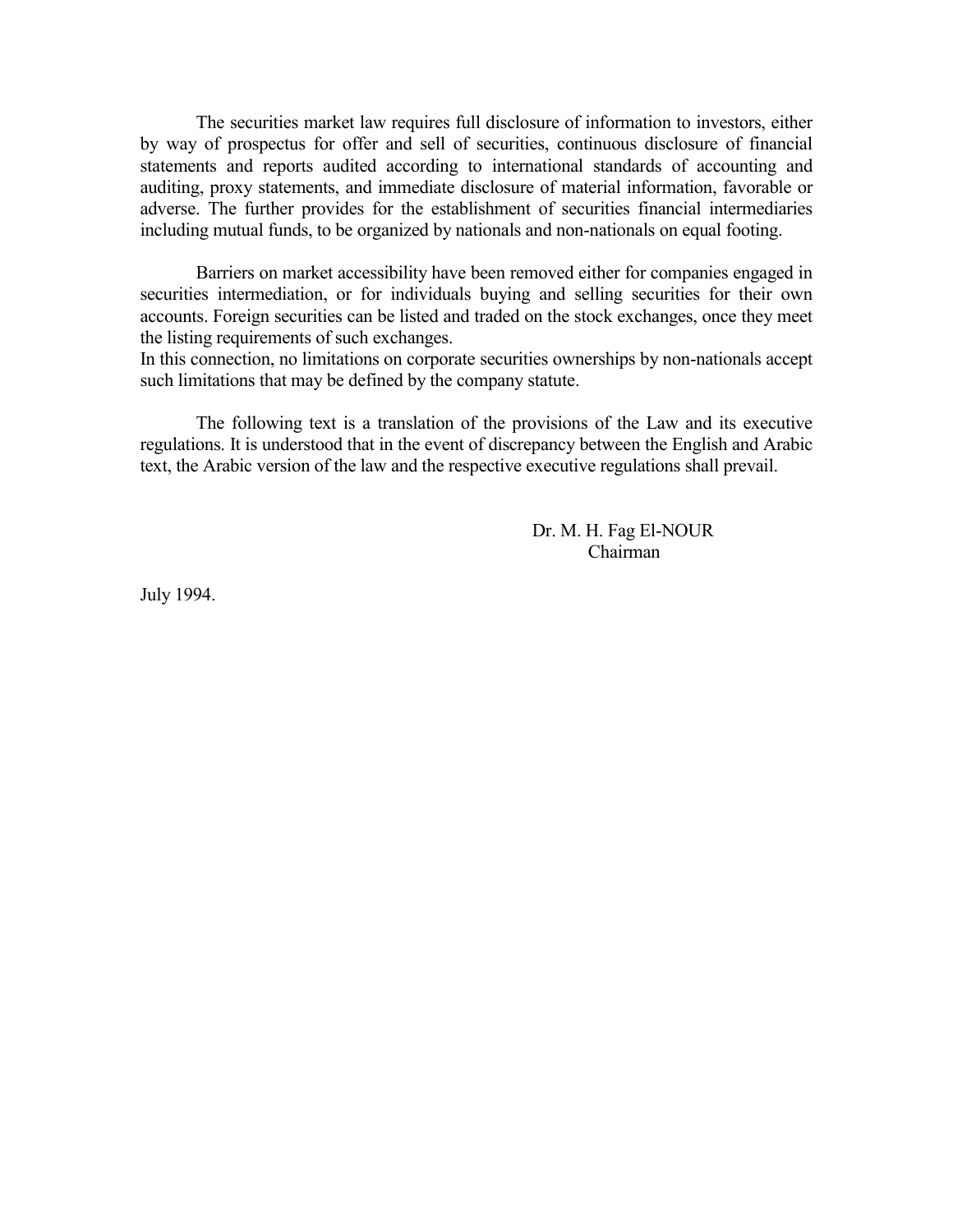The securities market law requires full disclosure of information to investors, either by way of prospectus for offer and sell of securities, continuous disclosure of financial statements and reports audited according to international standards of accounting and auditing, proxy statements, and immediate disclosure of material information, favorable or adverse. The further provides for the establishment of securities financial intermediaries including mutual funds, to be organized by nationals and non-nationals on equal footing.

Barriers on market accessibility have been removed either for companies engaged in securities intermediation, or for individuals buying and selling securities for their own accounts. Foreign securities can be listed and traded on the stock exchanges, once they meet the listing requirements of such exchanges.
In this connection, no limitations on corporate securities ownerships by non-nationals accept such limitations that may be defined by the company statute.

The following text is a translation of the provisions of the Law and its executive regulations. It is understood that in the event of discrepancy between the English and Arabic text, the Arabic version of the law and the respective executive regulations shall prevail.

Dr. M. H. Fag El-NOUR
Chairman

July 1994.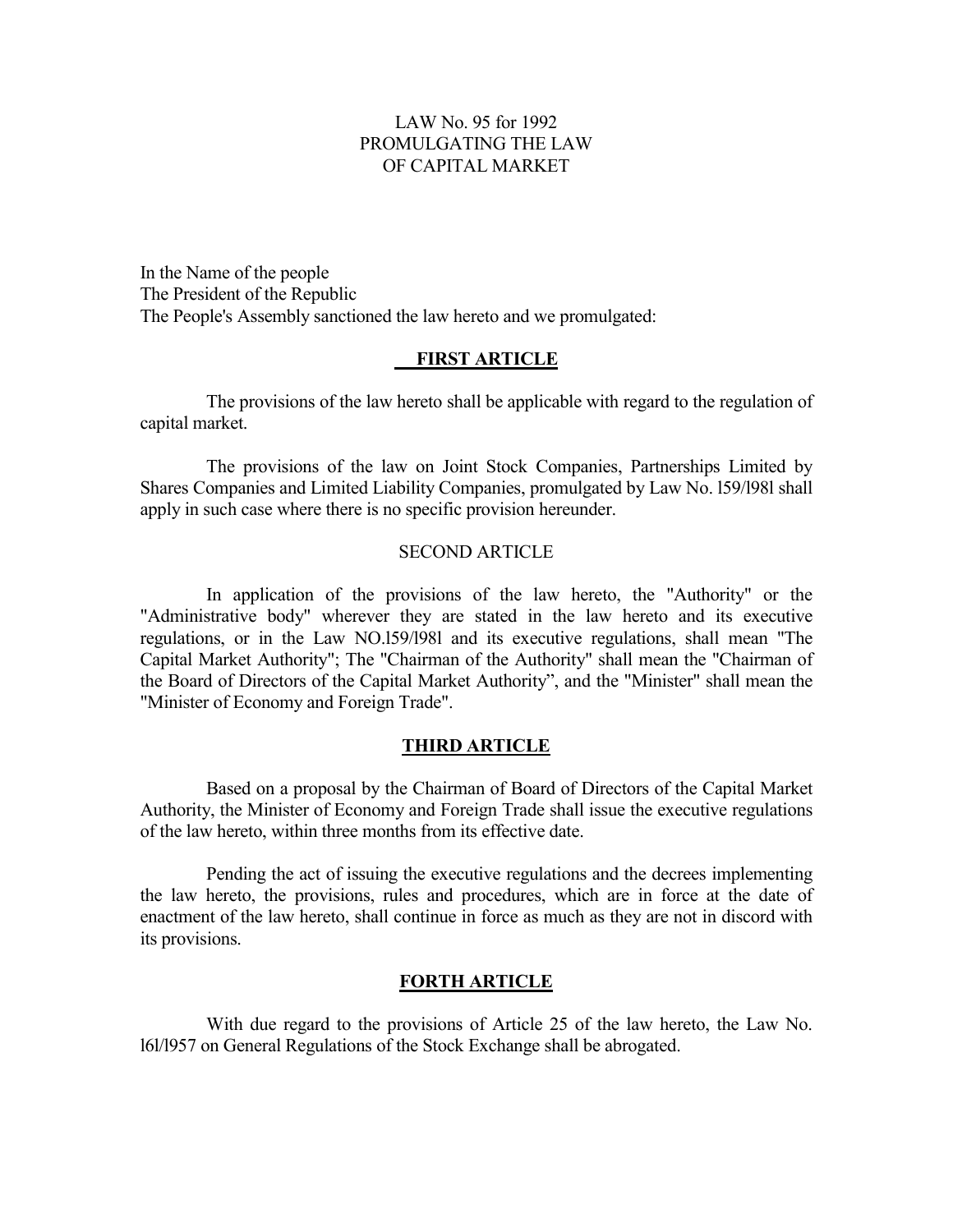LAW No. 95 for 1992
PROMULGATING THE LAW
OF CAPITAL MARKET

In the Name of the people
The President of the Republic
The People's Assembly sanctioned the law hereto and we promulgated:

## FIRST ARTICLE

The provisions of the law hereto shall be applicable with regard to the regulation of capital market.

The provisions of the law on Joint Stock Companies, Partnerships Limited by Shares Companies and Limited Liability Companies, promulgated by Law No. l59/l98l shall apply in such case where there is no specific provision hereunder.

## SECOND ARTICLE

In application of the provisions of the law hereto, the "Authority" or the "Administrative body" wherever they are stated in the law hereto and its executive regulations, or in the Law NO.l59/l98l and its executive regulations, shall mean "The Capital Market Authority"; The "Chairman of the Authority" shall mean the "Chairman of the Board of Directors of the Capital Market Authority", and the "Minister" shall mean the "Minister of Economy and Foreign Trade".

## THIRD ARTICLE

Based on a proposal by the Chairman of Board of Directors of the Capital Market Authority, the Minister of Economy and Foreign Trade shall issue the executive regulations of the law hereto, within three months from its effective date.

Pending the act of issuing the executive regulations and the decrees implementing the law hereto, the provisions, rules and procedures, which are in force at the date of enactment of the law hereto, shall continue in force as much as they are not in discord with its provisions.

## FORTH ARTICLE

With due regard to the provisions of Article 25 of the law hereto, the Law No. l6l/l957 on General Regulations of the Stock Exchange shall be abrogated.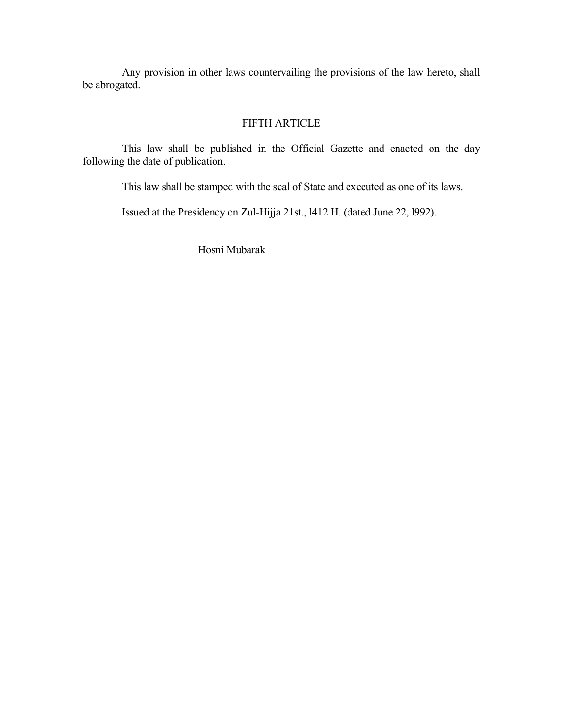Any provision in other laws countervailing the provisions of the law hereto, shall be abrogated.

## FIFTH ARTICLE

This law shall be published in the Official Gazette and enacted on the day following the date of publication.

This law shall be stamped with the seal of State and executed as one of its laws.

Issued at the Presidency on Zul-Hijja 21st., l412 H. (dated June 22, l992).

Hosni Mubarak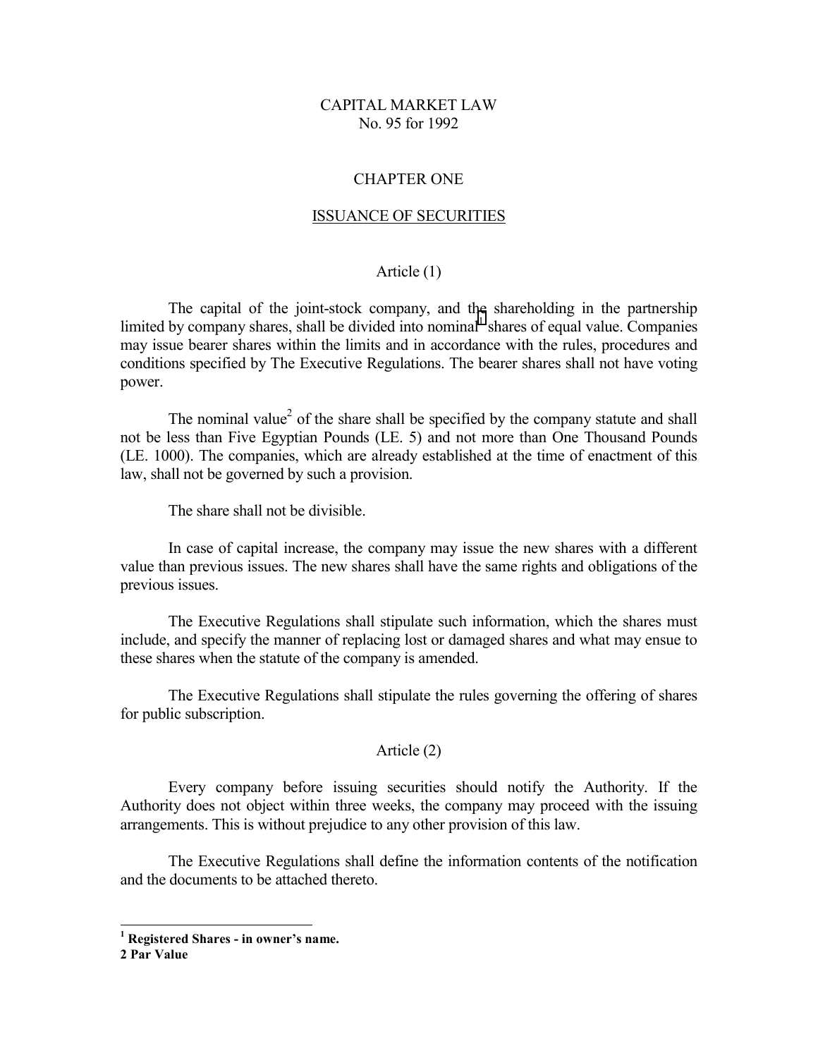# CAPITAL MARKET LAW
No. 95 for 1992

## CHAPTER ONE

## ISSUANCE OF SECURITIES

### Article (1)

The capital of the joint-stock company, and the shareholding in the partnership limited by company shares, shall be divided into nominal[1] shares of equal value. Companies may issue bearer shares within the limits and in accordance with the rules, procedures and conditions specified by The Executive Regulations. The bearer shares shall not have voting power.

The nominal value[2] of the share shall be specified by the company statute and shall not be less than Five Egyptian Pounds (LE. 5) and not more than One Thousand Pounds (LE. 1000). The companies, which are already established at the time of enactment of this law, shall not be governed by such a provision.

The share shall not be divisible.

In case of capital increase, the company may issue the new shares with a different value than previous issues. The new shares shall have the same rights and obligations of the previous issues.

The Executive Regulations shall stipulate such information, which the shares must include, and specify the manner of replacing lost or damaged shares and what may ensue to these shares when the statute of the company is amended.

The Executive Regulations shall stipulate the rules governing the offering of shares for public subscription.

### Article (2)

Every company before issuing securities should notify the Authority. If the Authority does not object within three weeks, the company may proceed with the issuing arrangements. This is without prejudice to any other provision of this law.

The Executive Regulations shall define the information contents of the notification and the documents to be attached thereto.

---

**[1] Registered Shares - in owner's name.**

**[2] Par Value**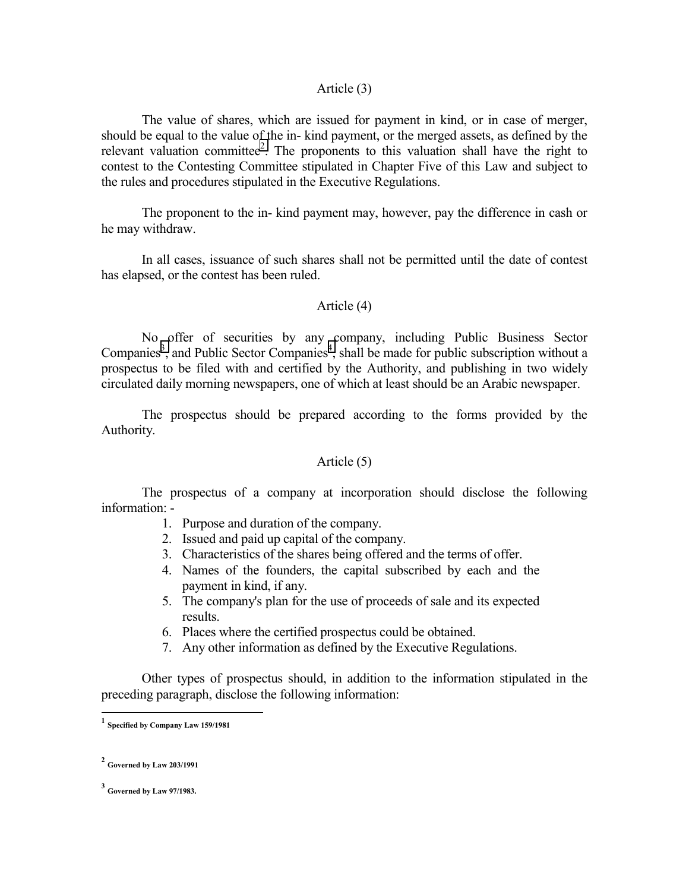## Article (3)

The value of shares, which are issued for payment in kind, or in case of merger, should be equal to the value of the in- kind payment, or the merged assets, as defined by the relevant valuation committee[2]. The proponents to this valuation shall have the right to contest to the Contesting Committee stipulated in Chapter Five of this Law and subject to the rules and procedures stipulated in the Executive Regulations.

The proponent to the in- kind payment may, however, pay the difference in cash or he may withdraw.

In all cases, issuance of such shares shall not be permitted until the date of contest has elapsed, or the contest has been ruled.

## Article (4)

No offer of securities by any company, including Public Business Sector Companies[3], and Public Sector Companies[4], shall be made for public subscription without a prospectus to be filed with and certified by the Authority, and publishing in two widely circulated daily morning newspapers, one of which at least should be an Arabic newspaper.

The prospectus should be prepared according to the forms provided by the Authority.

## Article (5)

The prospectus of a company at incorporation should disclose the following information: -

1. Purpose and duration of the company.
2. Issued and paid up capital of the company.
3. Characteristics of the shares being offered and the terms of offer.
4. Names of the founders, the capital subscribed by each and the payment in kind, if any.
5. The company's plan for the use of proceeds of sale and its expected results.
6. Places where the certified prospectus could be obtained.
7. Any other information as defined by the Executive Regulations.

Other types of prospectus should, in addition to the information stipulated in the preceding paragraph, disclose the following information:

---

[1] **Specified by Company Law 159/1981**

[2] **Governed by Law 203/1991**

[3] **Governed by Law 97/1983.**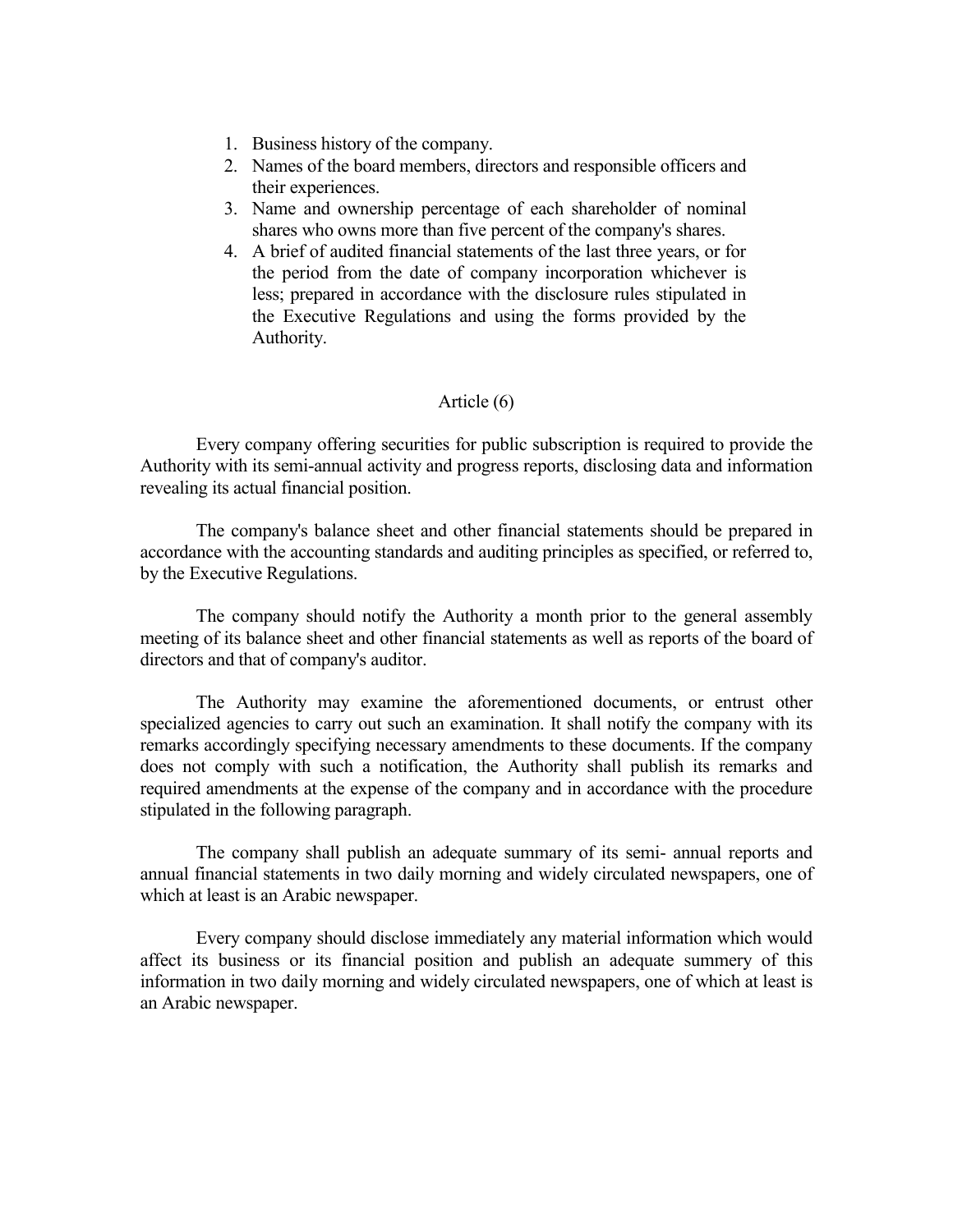1. Business history of the company.
2. Names of the board members, directors and responsible officers and their experiences.
3. Name and ownership percentage of each shareholder of nominal shares who owns more than five percent of the company's shares.
4. A brief of audited financial statements of the last three years, or for the period from the date of company incorporation whichever is less; prepared in accordance with the disclosure rules stipulated in the Executive Regulations and using the forms provided by the Authority.

## Article (6)

Every company offering securities for public subscription is required to provide the Authority with its semi-annual activity and progress reports, disclosing data and information revealing its actual financial position.

The company's balance sheet and other financial statements should be prepared in accordance with the accounting standards and auditing principles as specified, or referred to, by the Executive Regulations.

The company should notify the Authority a month prior to the general assembly meeting of its balance sheet and other financial statements as well as reports of the board of directors and that of company's auditor.

The Authority may examine the aforementioned documents, or entrust other specialized agencies to carry out such an examination. It shall notify the company with its remarks accordingly specifying necessary amendments to these documents. If the company does not comply with such a notification, the Authority shall publish its remarks and required amendments at the expense of the company and in accordance with the procedure stipulated in the following paragraph.

The company shall publish an adequate summary of its semi- annual reports and annual financial statements in two daily morning and widely circulated newspapers, one of which at least is an Arabic newspaper.

Every company should disclose immediately any material information which would affect its business or its financial position and publish an adequate summery of this information in two daily morning and widely circulated newspapers, one of which at least is an Arabic newspaper.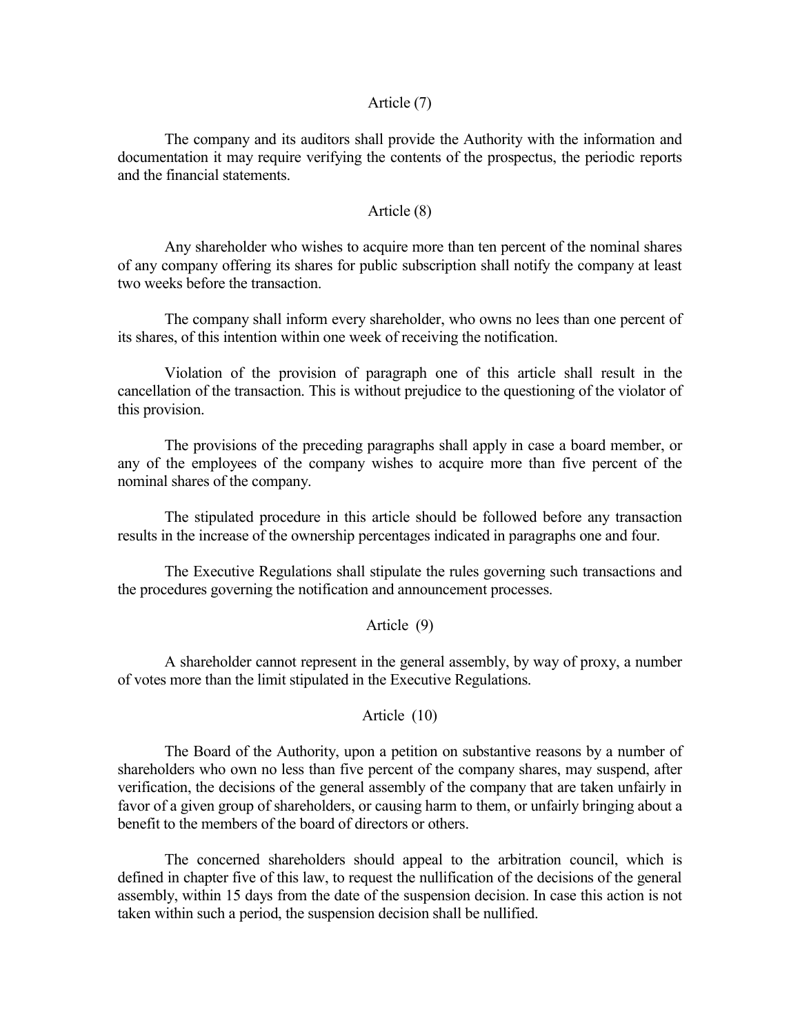## Article (7)

The company and its auditors shall provide the Authority with the information and documentation it may require verifying the contents of the prospectus, the periodic reports and the financial statements.

## Article (8)

Any shareholder who wishes to acquire more than ten percent of the nominal shares of any company offering its shares for public subscription shall notify the company at least two weeks before the transaction.

The company shall inform every shareholder, who owns no lees than one percent of its shares, of this intention within one week of receiving the notification.

Violation of the provision of paragraph one of this article shall result in the cancellation of the transaction. This is without prejudice to the questioning of the violator of this provision.

The provisions of the preceding paragraphs shall apply in case a board member, or any of the employees of the company wishes to acquire more than five percent of the nominal shares of the company.

The stipulated procedure in this article should be followed before any transaction results in the increase of the ownership percentages indicated in paragraphs one and four.

The Executive Regulations shall stipulate the rules governing such transactions and the procedures governing the notification and announcement processes.

## Article (9)

A shareholder cannot represent in the general assembly, by way of proxy, a number of votes more than the limit stipulated in the Executive Regulations.

## Article (10)

The Board of the Authority, upon a petition on substantive reasons by a number of shareholders who own no less than five percent of the company shares, may suspend, after verification, the decisions of the general assembly of the company that are taken unfairly in favor of a given group of shareholders, or causing harm to them, or unfairly bringing about a benefit to the members of the board of directors or others.

The concerned shareholders should appeal to the arbitration council, which is defined in chapter five of this law, to request the nullification of the decisions of the general assembly, within 15 days from the date of the suspension decision. In case this action is not taken within such a period, the suspension decision shall be nullified.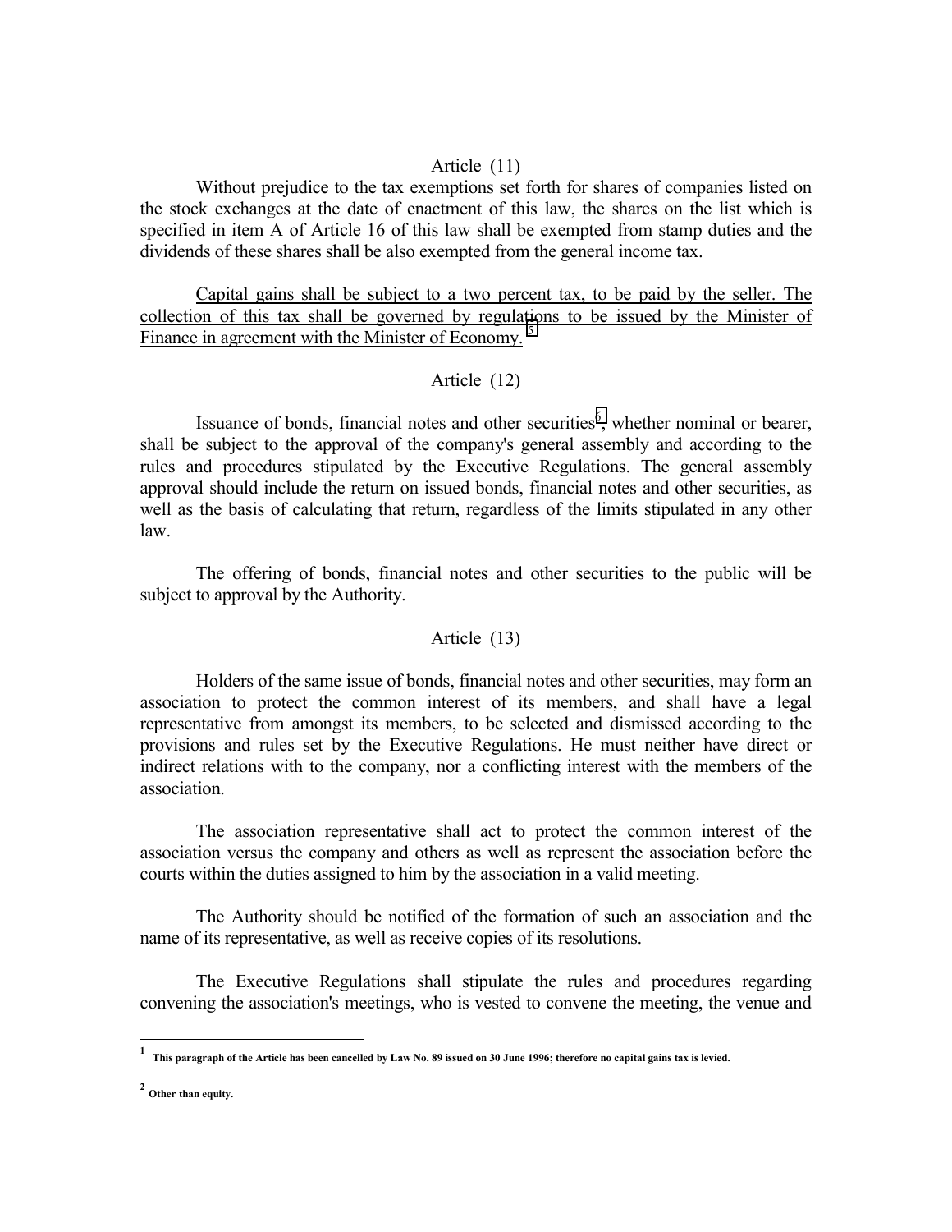Article (11)

Without prejudice to the tax exemptions set forth for shares of companies listed on the stock exchanges at the date of enactment of this law, the shares on the list which is specified in item A of Article 16 of this law shall be exempted from stamp duties and the dividends of these shares shall be also exempted from the general income tax.

Capital gains shall be subject to a two percent tax, to be paid by the seller. The collection of this tax shall be governed by regulations to be issued by the Minister of Finance in agreement with the Minister of Economy. [1]

Article (12)

Issuance of bonds, financial notes and other securities[2], whether nominal or bearer, shall be subject to the approval of the company's general assembly and according to the rules and procedures stipulated by the Executive Regulations. The general assembly approval should include the return on issued bonds, financial notes and other securities, as well as the basis of calculating that return, regardless of the limits stipulated in any other law.

The offering of bonds, financial notes and other securities to the public will be subject to approval by the Authority.

Article (13)

Holders of the same issue of bonds, financial notes and other securities, may form an association to protect the common interest of its members, and shall have a legal representative from amongst its members, to be selected and dismissed according to the provisions and rules set by the Executive Regulations. He must neither have direct or indirect relations with to the company, nor a conflicting interest with the members of the association.

The association representative shall act to protect the common interest of the association versus the company and others as well as represent the association before the courts within the duties assigned to him by the association in a valid meeting.

The Authority should be notified of the formation of such an association and the name of its representative, as well as receive copies of its resolutions.

The Executive Regulations shall stipulate the rules and procedures regarding convening the association's meetings, who is vested to convene the meeting, the venue and

---

[1] **This paragraph of the Article has been cancelled by Law No. 89 issued on 30 June 1996; therefore no capital gains tax is levied.**

[2] **Other than equity.**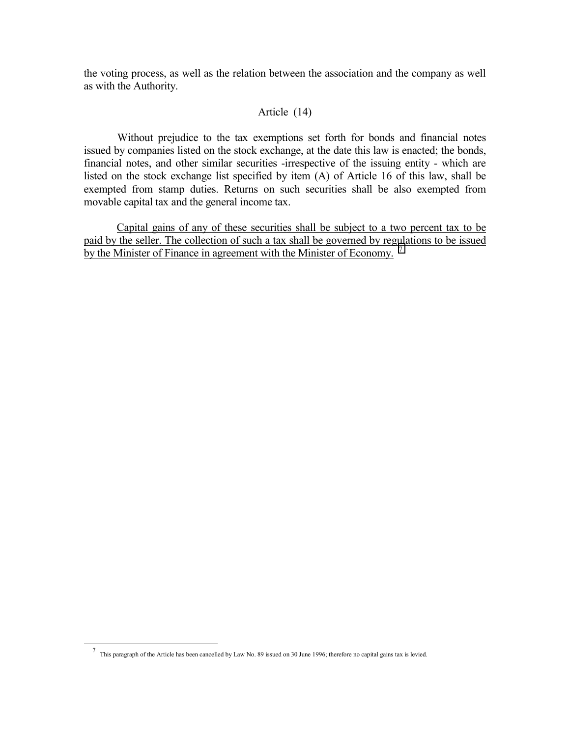the voting process, as well as the relation between the association and the company as well as with the Authority.

## Article (14)

Without prejudice to the tax exemptions set forth for bonds and financial notes issued by companies listed on the stock exchange, at the date this law is enacted; the bonds, financial notes, and other similar securities -irrespective of the issuing entity - which are listed on the stock exchange list specified by item (A) of Article 16 of this law, shall be exempted from stamp duties. Returns on such securities shall be also exempted from movable capital tax and the general income tax.

<u>Capital gains of any of these securities shall be subject to a two percent tax to be paid by the seller. The collection of such a tax shall be governed by regulations to be issued by the Minister of Finance in agreement with the Minister of Economy.</u> [7]

---

[7] This paragraph of the Article has been cancelled by Law No. 89 issued on 30 June 1996; therefore no capital gains tax is levied.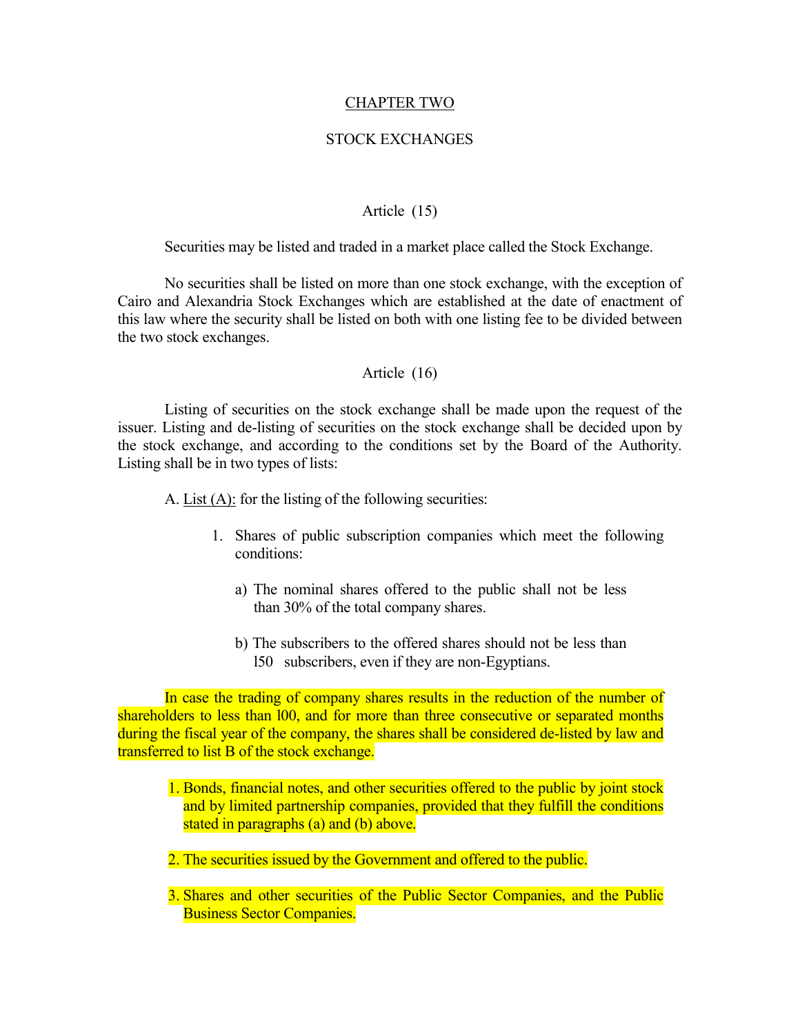## CHAPTER TWO

## STOCK EXCHANGES

### Article (15)

Securities may be listed and traded in a market place called the Stock Exchange.

No securities shall be listed on more than one stock exchange, with the exception of Cairo and Alexandria Stock Exchanges which are established at the date of enactment of this law where the security shall be listed on both with one listing fee to be divided between the two stock exchanges.

### Article (16)

Listing of securities on the stock exchange shall be made upon the request of the issuer. Listing and de-listing of securities on the stock exchange shall be decided upon by the stock exchange, and according to the conditions set by the Board of the Authority. Listing shall be in two types of lists:

A. List (A): for the listing of the following securities:

1. Shares of public subscription companies which meet the following conditions:

   a) The nominal shares offered to the public shall not be less than 30% of the total company shares.

   b) The subscribers to the offered shares should not be less than 150 subscribers, even if they are non-Egyptians.

In case the trading of company shares results in the reduction of the number of shareholders to less than 100, and for more than three consecutive or separated months during the fiscal year of the company, the shares shall be considered de-listed by law and transferred to list B of the stock exchange.

1. Bonds, financial notes, and other securities offered to the public by joint stock and by limited partnership companies, provided that they fulfill the conditions stated in paragraphs (a) and (b) above.

2. The securities issued by the Government and offered to the public.

3. Shares and other securities of the Public Sector Companies, and the Public Business Sector Companies.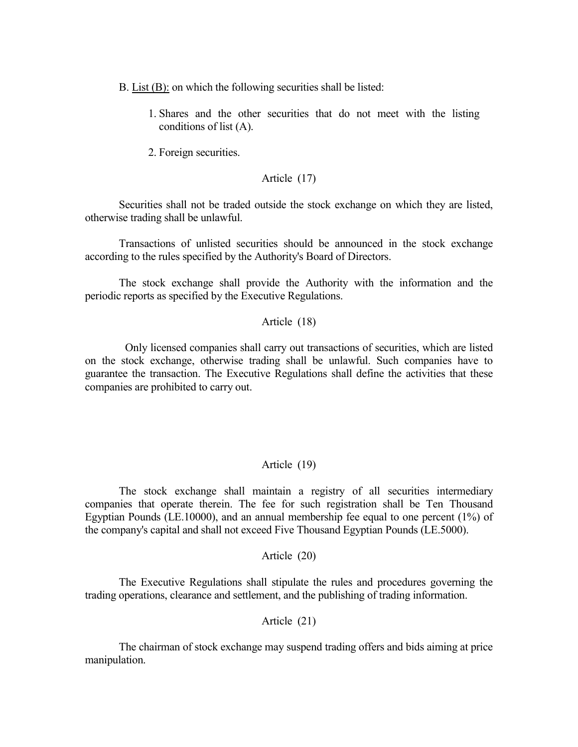B. <u>List (B):</u> on which the following securities shall be listed:

1. Shares and the other securities that do not meet with the listing conditions of list (A).

2. Foreign securities.

Article (17)

Securities shall not be traded outside the stock exchange on which they are listed, otherwise trading shall be unlawful.

Transactions of unlisted securities should be announced in the stock exchange according to the rules specified by the Authority's Board of Directors.

The stock exchange shall provide the Authority with the information and the periodic reports as specified by the Executive Regulations.

Article (18)

Only licensed companies shall carry out transactions of securities, which are listed on the stock exchange, otherwise trading shall be unlawful. Such companies have to guarantee the transaction. The Executive Regulations shall define the activities that these companies are prohibited to carry out.

Article (19)

The stock exchange shall maintain a registry of all securities intermediary companies that operate therein. The fee for such registration shall be Ten Thousand Egyptian Pounds (LE.10000), and an annual membership fee equal to one percent (1%) of the company's capital and shall not exceed Five Thousand Egyptian Pounds (LE.5000).

Article (20)

The Executive Regulations shall stipulate the rules and procedures governing the trading operations, clearance and settlement, and the publishing of trading information.

Article (21)

The chairman of stock exchange may suspend trading offers and bids aiming at price manipulation.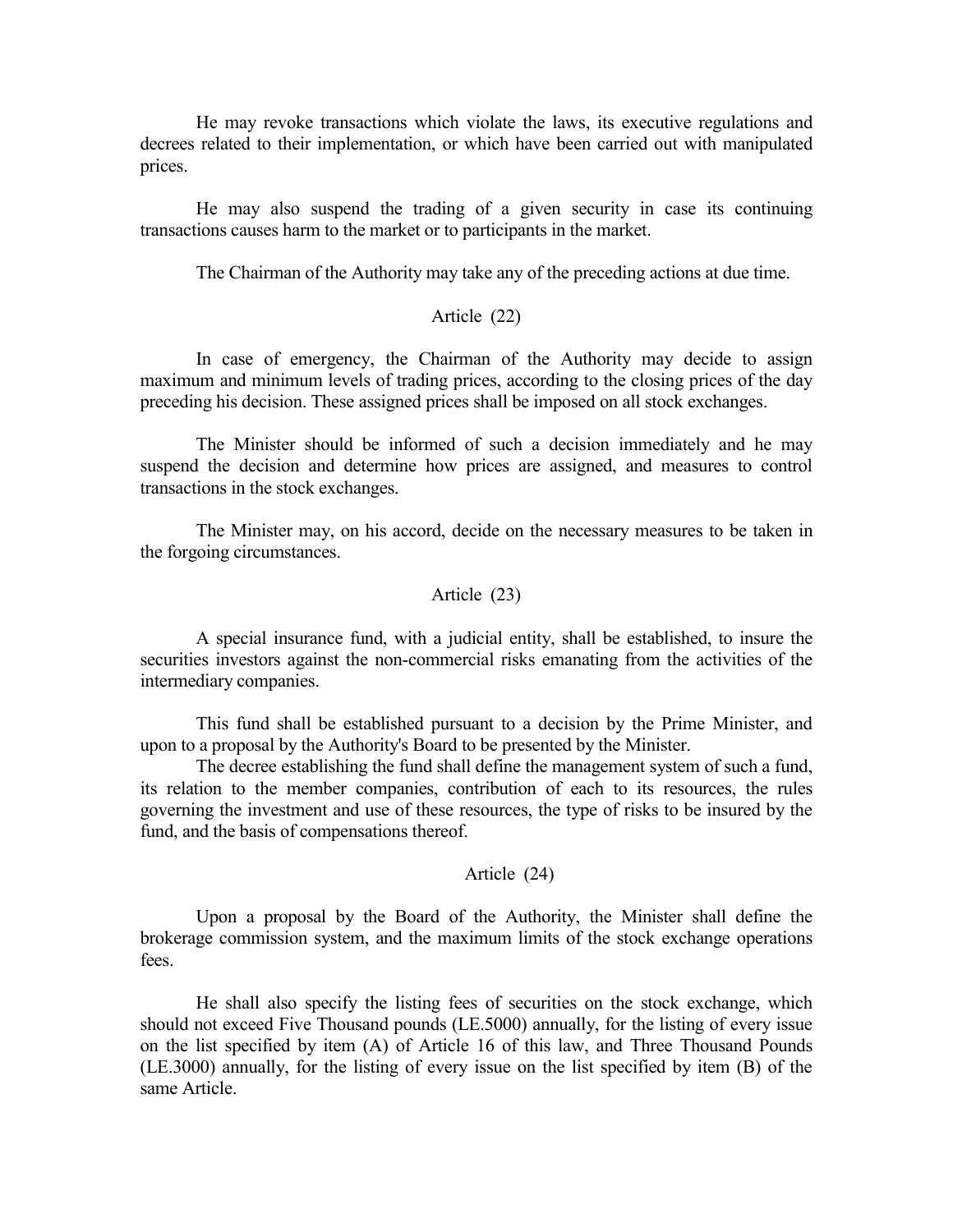He may revoke transactions which violate the laws, its executive regulations and decrees related to their implementation, or which have been carried out with manipulated prices.

He may also suspend the trading of a given security in case its continuing transactions causes harm to the market or to participants in the market.

The Chairman of the Authority may take any of the preceding actions at due time.

### Article (22)

In case of emergency, the Chairman of the Authority may decide to assign maximum and minimum levels of trading prices, according to the closing prices of the day preceding his decision. These assigned prices shall be imposed on all stock exchanges.

The Minister should be informed of such a decision immediately and he may suspend the decision and determine how prices are assigned, and measures to control transactions in the stock exchanges.

The Minister may, on his accord, decide on the necessary measures to be taken in the forgoing circumstances.

### Article (23)

A special insurance fund, with a judicial entity, shall be established, to insure the securities investors against the non-commercial risks emanating from the activities of the intermediary companies.

This fund shall be established pursuant to a decision by the Prime Minister, and upon to a proposal by the Authority's Board to be presented by the Minister.

The decree establishing the fund shall define the management system of such a fund, its relation to the member companies, contribution of each to its resources, the rules governing the investment and use of these resources, the type of risks to be insured by the fund, and the basis of compensations thereof.

### Article (24)

Upon a proposal by the Board of the Authority, the Minister shall define the brokerage commission system, and the maximum limits of the stock exchange operations fees.

He shall also specify the listing fees of securities on the stock exchange, which should not exceed Five Thousand pounds (LE.5000) annually, for the listing of every issue on the list specified by item (A) of Article 16 of this law, and Three Thousand Pounds (LE.3000) annually, for the listing of every issue on the list specified by item (B) of the same Article.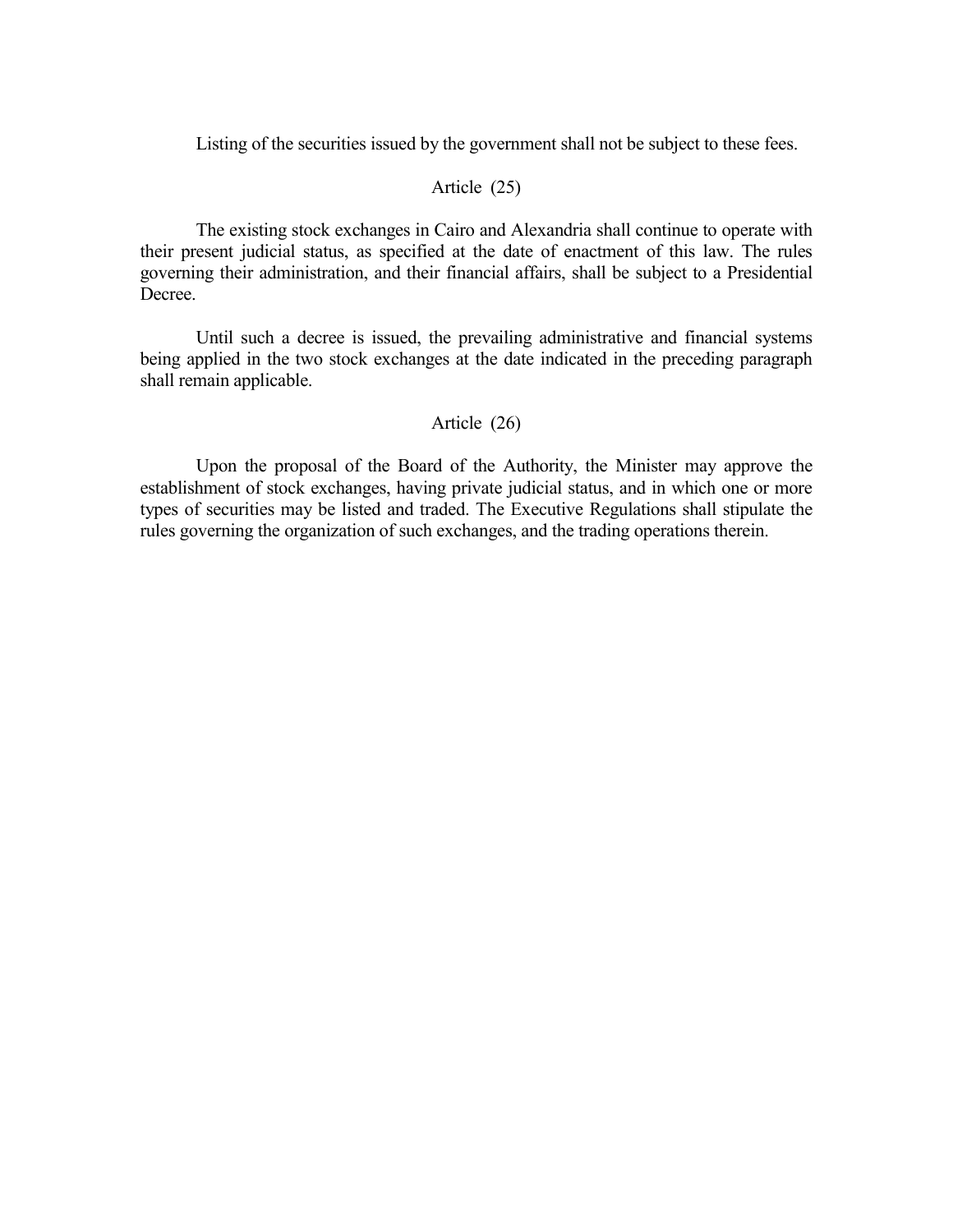Listing of the securities issued by the government shall not be subject to these fees.

### Article (25)

The existing stock exchanges in Cairo and Alexandria shall continue to operate with their present judicial status, as specified at the date of enactment of this law. The rules governing their administration, and their financial affairs, shall be subject to a Presidential Decree.

Until such a decree is issued, the prevailing administrative and financial systems being applied in the two stock exchanges at the date indicated in the preceding paragraph shall remain applicable.

### Article (26)

Upon the proposal of the Board of the Authority, the Minister may approve the establishment of stock exchanges, having private judicial status, and in which one or more types of securities may be listed and traded. The Executive Regulations shall stipulate the rules governing the organization of such exchanges, and the trading operations therein.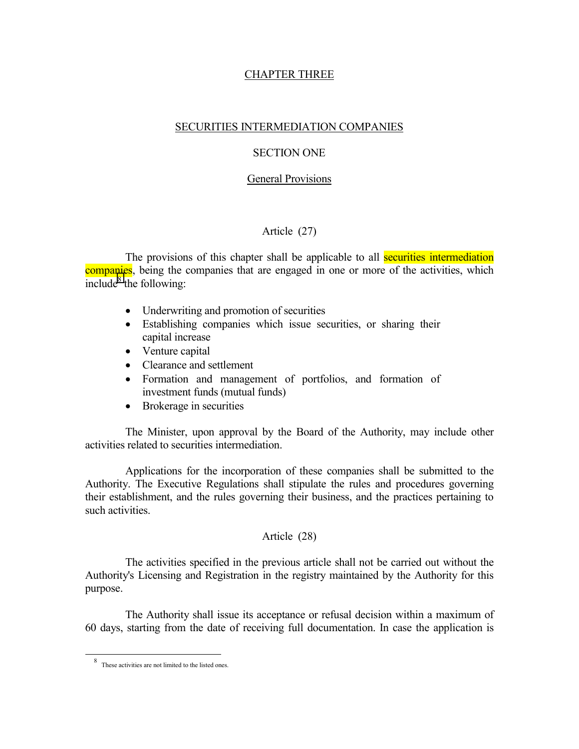## CHAPTER THREE

## SECURITIES INTERMEDIATION COMPANIES

### SECTION ONE

### General Provisions

#### Article (27)

The provisions of this chapter shall be applicable to all securities intermediation companies, being the companies that are engaged in one or more of the activities, which include[8] the following:

- Underwriting and promotion of securities
- Establishing companies which issue securities, or sharing their capital increase
- Venture capital
- Clearance and settlement
- Formation and management of portfolios, and formation of investment funds (mutual funds)
- Brokerage in securities

The Minister, upon approval by the Board of the Authority, may include other activities related to securities intermediation.

Applications for the incorporation of these companies shall be submitted to the Authority. The Executive Regulations shall stipulate the rules and procedures governing their establishment, and the rules governing their business, and the practices pertaining to such activities.

#### Article (28)

The activities specified in the previous article shall not be carried out without the Authority's Licensing and Registration in the registry maintained by the Authority for this purpose.

The Authority shall issue its acceptance or refusal decision within a maximum of 60 days, starting from the date of receiving full documentation. In case the application is

---

[8] These activities are not limited to the listed ones.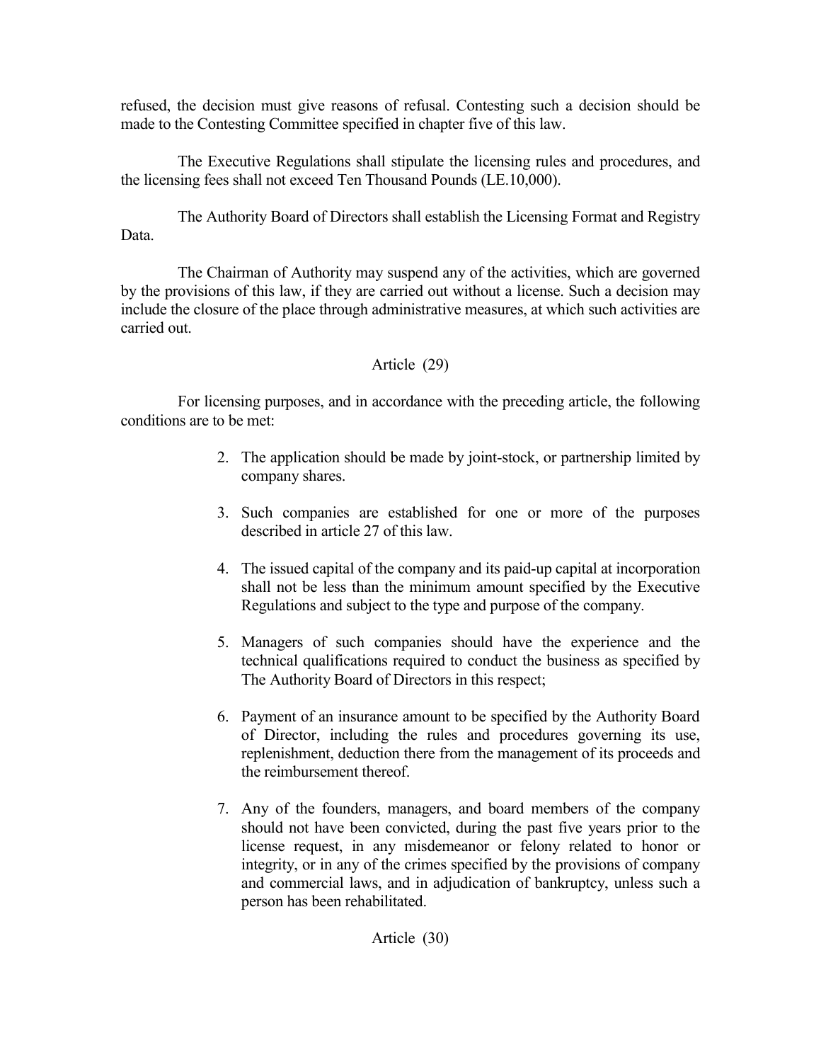refused, the decision must give reasons of refusal. Contesting such a decision should be made to the Contesting Committee specified in chapter five of this law.

The Executive Regulations shall stipulate the licensing rules and procedures, and the licensing fees shall not exceed Ten Thousand Pounds (LE.10,000).

The Authority Board of Directors shall establish the Licensing Format and Registry Data.

The Chairman of Authority may suspend any of the activities, which are governed by the provisions of this law, if they are carried out without a license. Such a decision may include the closure of the place through administrative measures, at which such activities are carried out.

Article (29)

For licensing purposes, and in accordance with the preceding article, the following conditions are to be met:

2. The application should be made by joint-stock, or partnership limited by company shares.

3. Such companies are established for one or more of the purposes described in article 27 of this law.

4. The issued capital of the company and its paid-up capital at incorporation shall not be less than the minimum amount specified by the Executive Regulations and subject to the type and purpose of the company.

5. Managers of such companies should have the experience and the technical qualifications required to conduct the business as specified by The Authority Board of Directors in this respect;

6. Payment of an insurance amount to be specified by the Authority Board of Director, including the rules and procedures governing its use, replenishment, deduction there from the management of its proceeds and the reimbursement thereof.

7. Any of the founders, managers, and board members of the company should not have been convicted, during the past five years prior to the license request, in any misdemeanor or felony related to honor or integrity, or in any of the crimes specified by the provisions of company and commercial laws, and in adjudication of bankruptcy, unless such a person has been rehabilitated.

Article (30)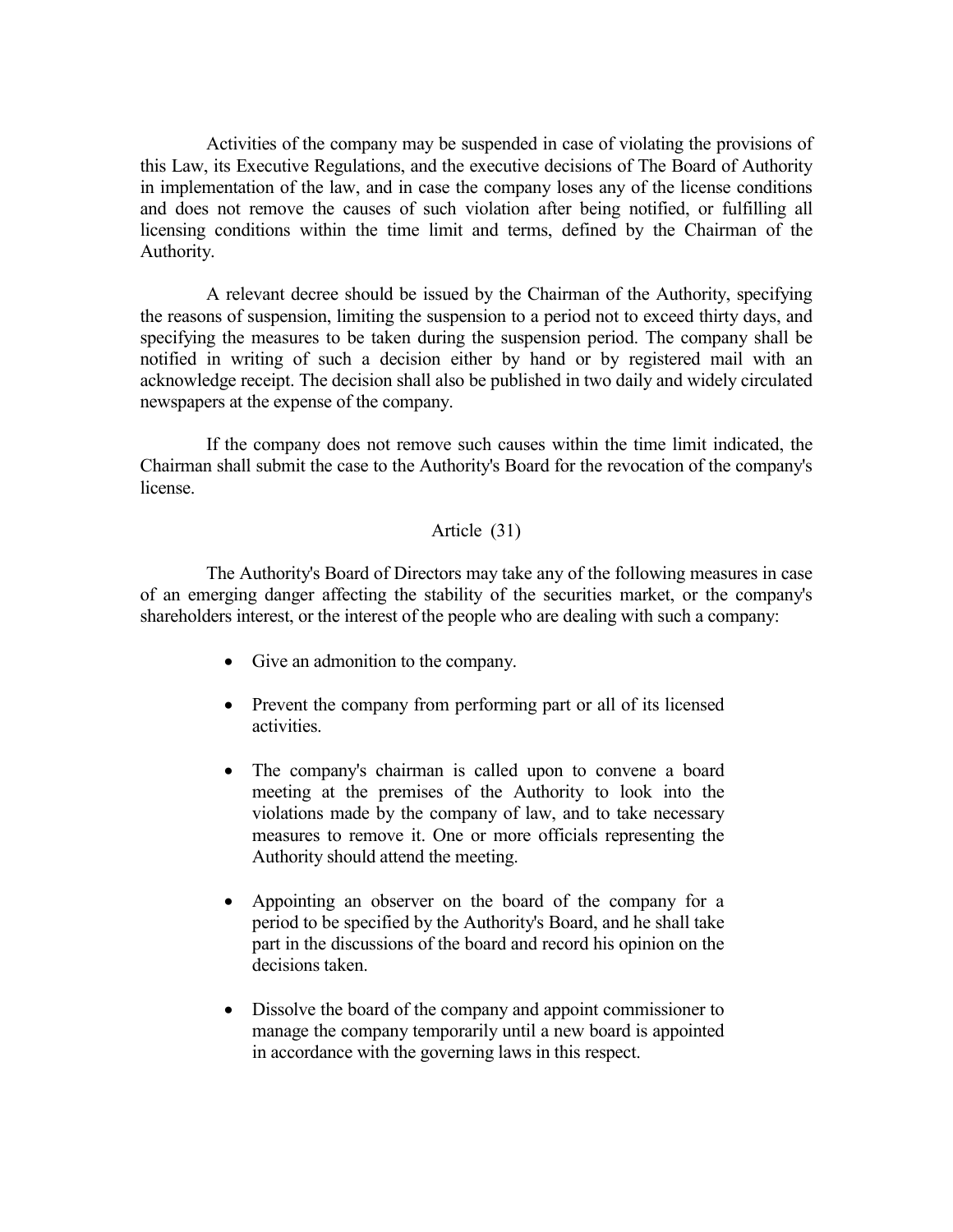Activities of the company may be suspended in case of violating the provisions of this Law, its Executive Regulations, and the executive decisions of The Board of Authority in implementation of the law, and in case the company loses any of the license conditions and does not remove the causes of such violation after being notified, or fulfilling all licensing conditions within the time limit and terms, defined by the Chairman of the Authority.

A relevant decree should be issued by the Chairman of the Authority, specifying the reasons of suspension, limiting the suspension to a period not to exceed thirty days, and specifying the measures to be taken during the suspension period. The company shall be notified in writing of such a decision either by hand or by registered mail with an acknowledge receipt. The decision shall also be published in two daily and widely circulated newspapers at the expense of the company.

If the company does not remove such causes within the time limit indicated, the Chairman shall submit the case to the Authority's Board for the revocation of the company's license.

## Article (31)

The Authority's Board of Directors may take any of the following measures in case of an emerging danger affecting the stability of the securities market, or the company's shareholders interest, or the interest of the people who are dealing with such a company:

- Give an admonition to the company.
- Prevent the company from performing part or all of its licensed activities.
- The company's chairman is called upon to convene a board meeting at the premises of the Authority to look into the violations made by the company of law, and to take necessary measures to remove it. One or more officials representing the Authority should attend the meeting.
- Appointing an observer on the board of the company for a period to be specified by the Authority's Board, and he shall take part in the discussions of the board and record his opinion on the decisions taken.
- Dissolve the board of the company and appoint commissioner to manage the company temporarily until a new board is appointed in accordance with the governing laws in this respect.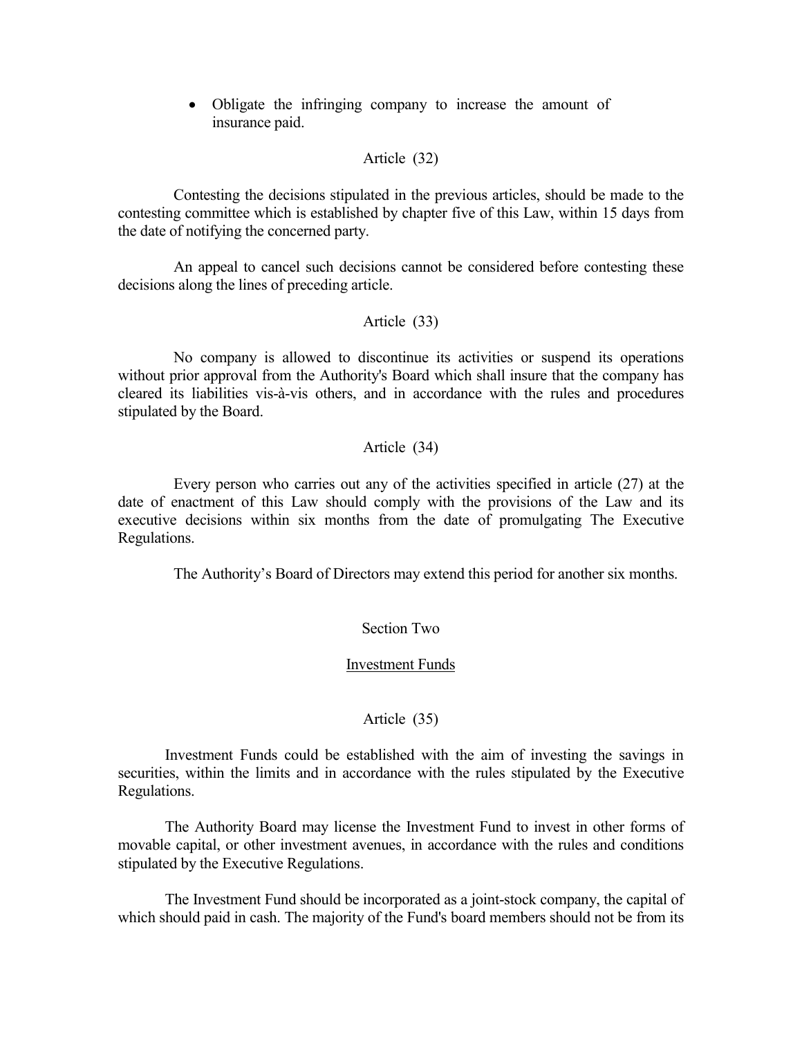- Obligate the infringing company to increase the amount of insurance paid.

Article (32)

Contesting the decisions stipulated in the previous articles, should be made to the contesting committee which is established by chapter five of this Law, within 15 days from the date of notifying the concerned party.

An appeal to cancel such decisions cannot be considered before contesting these decisions along the lines of preceding article.

Article (33)

No company is allowed to discontinue its activities or suspend its operations without prior approval from the Authority's Board which shall insure that the company has cleared its liabilities vis-à-vis others, and in accordance with the rules and procedures stipulated by the Board.

Article (34)

Every person who carries out any of the activities specified in article (27) at the date of enactment of this Law should comply with the provisions of the Law and its executive decisions within six months from the date of promulgating The Executive Regulations.

The Authority's Board of Directors may extend this period for another six months.

## Section Two

## Investment Funds

Article (35)

Investment Funds could be established with the aim of investing the savings in securities, within the limits and in accordance with the rules stipulated by the Executive Regulations.

The Authority Board may license the Investment Fund to invest in other forms of movable capital, or other investment avenues, in accordance with the rules and conditions stipulated by the Executive Regulations.

The Investment Fund should be incorporated as a joint-stock company, the capital of which should paid in cash. The majority of the Fund's board members should not be from its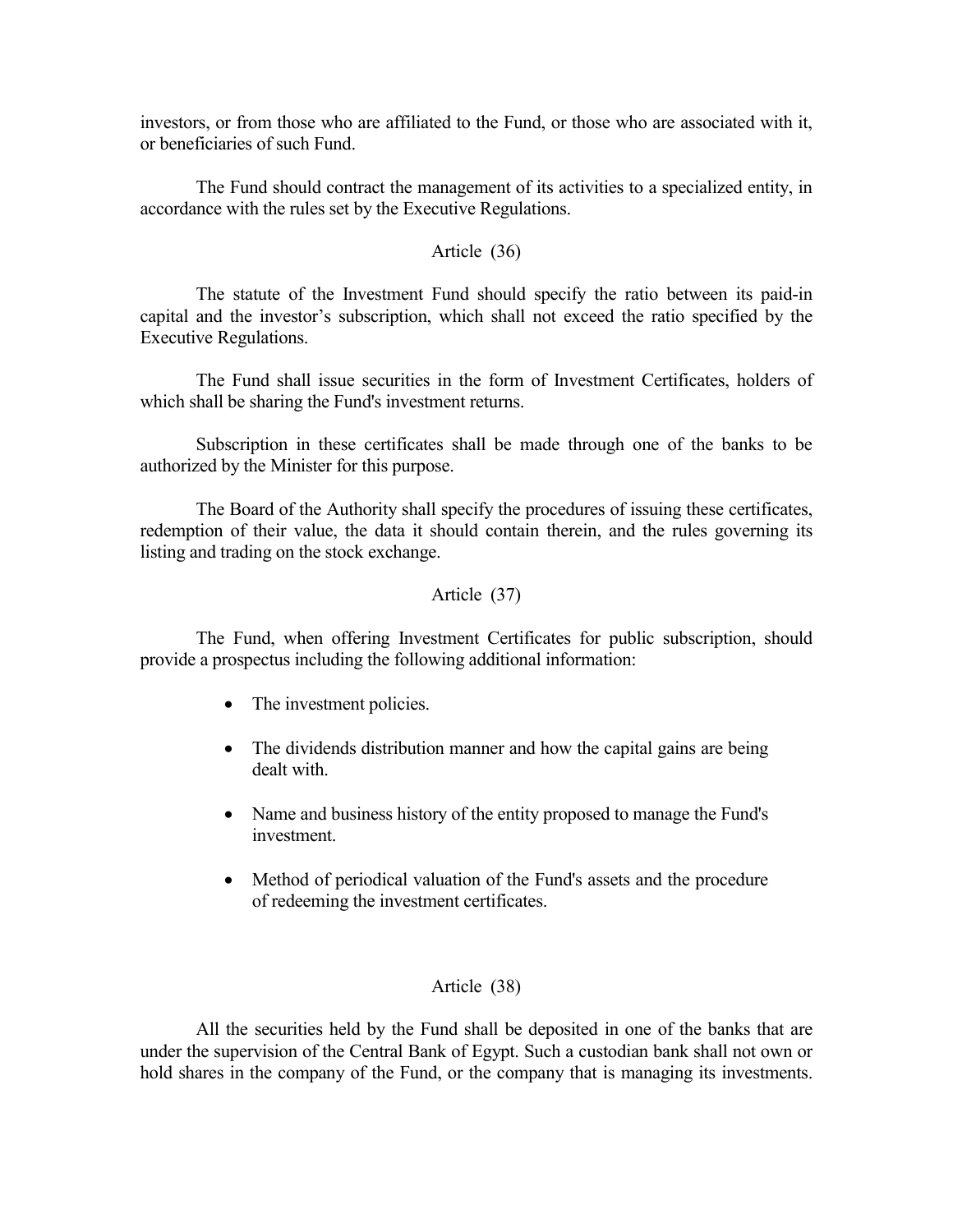investors, or from those who are affiliated to the Fund, or those who are associated with it, or beneficiaries of such Fund.

The Fund should contract the management of its activities to a specialized entity, in accordance with the rules set by the Executive Regulations.

### Article (36)

The statute of the Investment Fund should specify the ratio between its paid-in capital and the investor's subscription, which shall not exceed the ratio specified by the Executive Regulations.

The Fund shall issue securities in the form of Investment Certificates, holders of which shall be sharing the Fund's investment returns.

Subscription in these certificates shall be made through one of the banks to be authorized by the Minister for this purpose.

The Board of the Authority shall specify the procedures of issuing these certificates, redemption of their value, the data it should contain therein, and the rules governing its listing and trading on the stock exchange.

### Article (37)

The Fund, when offering Investment Certificates for public subscription, should provide a prospectus including the following additional information:

- The investment policies.
- The dividends distribution manner and how the capital gains are being dealt with.
- Name and business history of the entity proposed to manage the Fund's investment.
- Method of periodical valuation of the Fund's assets and the procedure of redeeming the investment certificates.

### Article (38)

All the securities held by the Fund shall be deposited in one of the banks that are under the supervision of the Central Bank of Egypt. Such a custodian bank shall not own or hold shares in the company of the Fund, or the company that is managing its investments.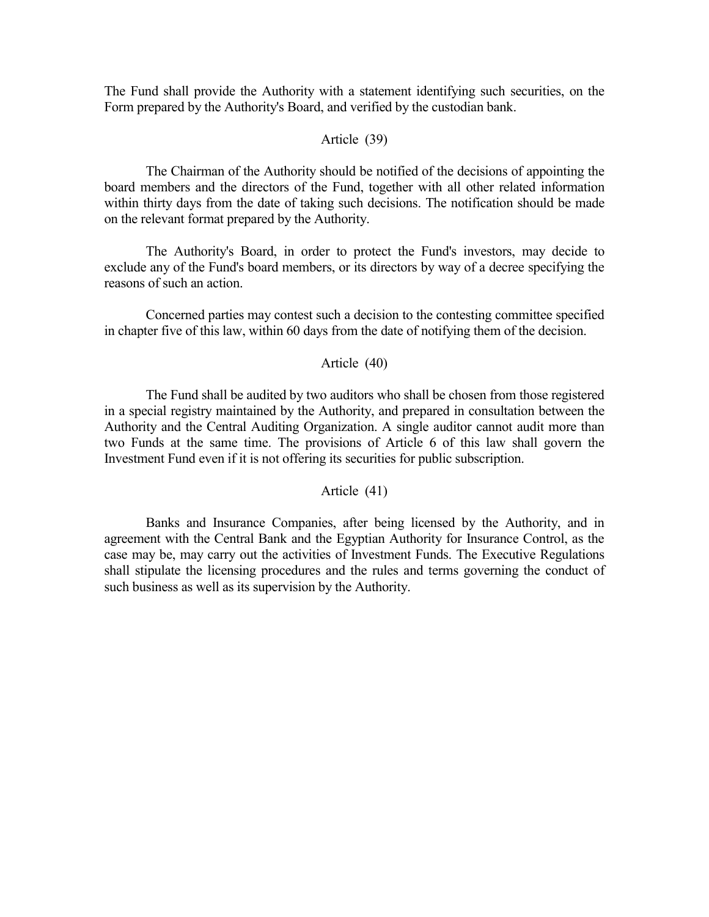The Fund shall provide the Authority with a statement identifying such securities, on the Form prepared by the Authority's Board, and verified by the custodian bank.

### Article (39)

The Chairman of the Authority should be notified of the decisions of appointing the board members and the directors of the Fund, together with all other related information within thirty days from the date of taking such decisions. The notification should be made on the relevant format prepared by the Authority.

The Authority's Board, in order to protect the Fund's investors, may decide to exclude any of the Fund's board members, or its directors by way of a decree specifying the reasons of such an action.

Concerned parties may contest such a decision to the contesting committee specified in chapter five of this law, within 60 days from the date of notifying them of the decision.

### Article (40)

The Fund shall be audited by two auditors who shall be chosen from those registered in a special registry maintained by the Authority, and prepared in consultation between the Authority and the Central Auditing Organization. A single auditor cannot audit more than two Funds at the same time. The provisions of Article 6 of this law shall govern the Investment Fund even if it is not offering its securities for public subscription.

### Article (41)

Banks and Insurance Companies, after being licensed by the Authority, and in agreement with the Central Bank and the Egyptian Authority for Insurance Control, as the case may be, may carry out the activities of Investment Funds. The Executive Regulations shall stipulate the licensing procedures and the rules and terms governing the conduct of such business as well as its supervision by the Authority.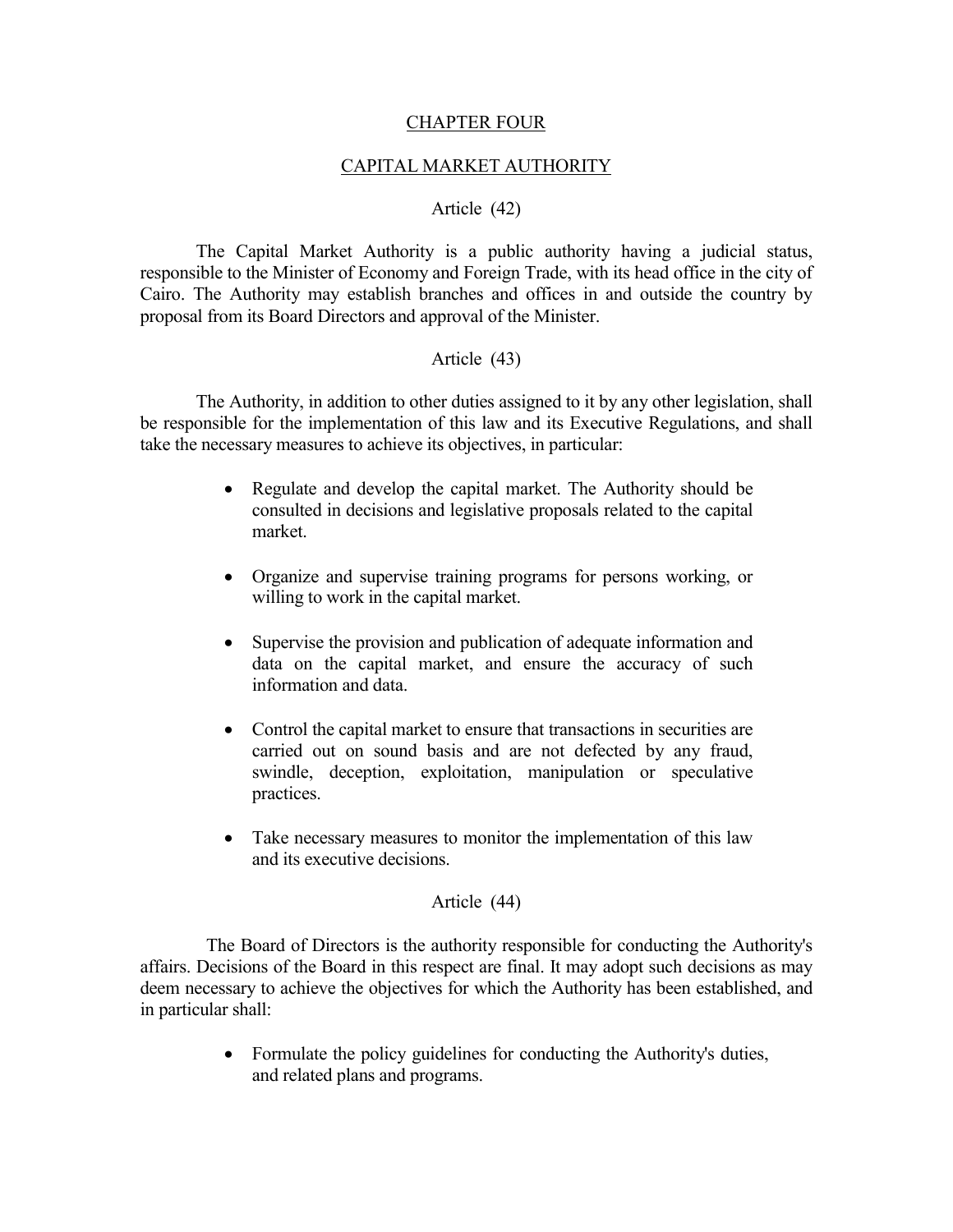## CHAPTER FOUR

## CAPITAL MARKET AUTHORITY

### Article (42)

The Capital Market Authority is a public authority having a judicial status, responsible to the Minister of Economy and Foreign Trade, with its head office in the city of Cairo. The Authority may establish branches and offices in and outside the country by proposal from its Board Directors and approval of the Minister.

### Article (43)

The Authority, in addition to other duties assigned to it by any other legislation, shall be responsible for the implementation of this law and its Executive Regulations, and shall take the necessary measures to achieve its objectives, in particular:

- Regulate and develop the capital market. The Authority should be consulted in decisions and legislative proposals related to the capital market.
- Organize and supervise training programs for persons working, or willing to work in the capital market.
- Supervise the provision and publication of adequate information and data on the capital market, and ensure the accuracy of such information and data.
- Control the capital market to ensure that transactions in securities are carried out on sound basis and are not defected by any fraud, swindle, deception, exploitation, manipulation or speculative practices.
- Take necessary measures to monitor the implementation of this law and its executive decisions.

### Article (44)

The Board of Directors is the authority responsible for conducting the Authority's affairs. Decisions of the Board in this respect are final. It may adopt such decisions as may deem necessary to achieve the objectives for which the Authority has been established, and in particular shall:

- Formulate the policy guidelines for conducting the Authority's duties, and related plans and programs.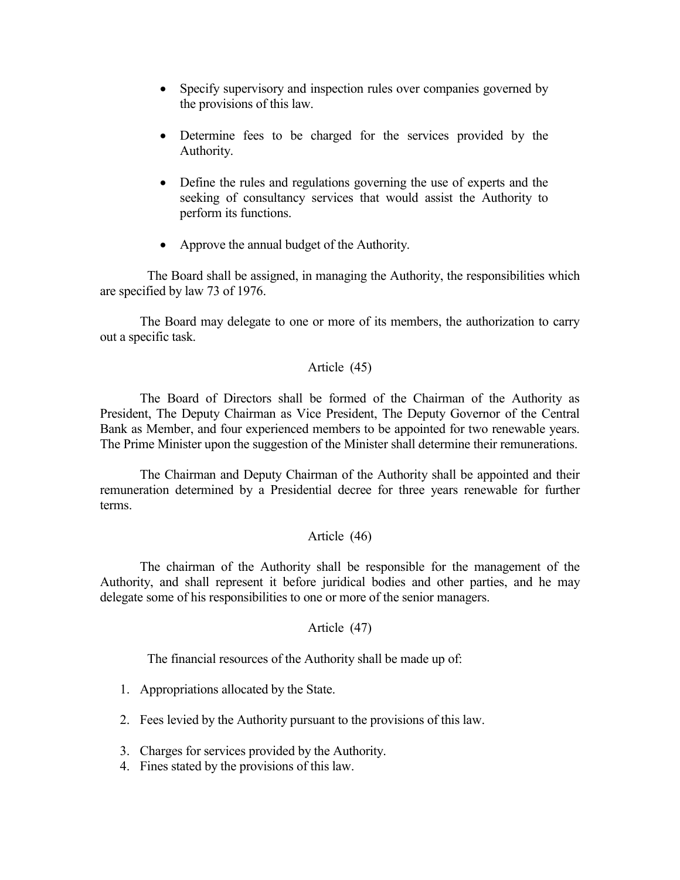- Specify supervisory and inspection rules over companies governed by the provisions of this law.

- Determine fees to be charged for the services provided by the Authority.

- Define the rules and regulations governing the use of experts and the seeking of consultancy services that would assist the Authority to perform its functions.

- Approve the annual budget of the Authority.

The Board shall be assigned, in managing the Authority, the responsibilities which are specified by law 73 of 1976.

The Board may delegate to one or more of its members, the authorization to carry out a specific task.

### Article (45)

The Board of Directors shall be formed of the Chairman of the Authority as President, The Deputy Chairman as Vice President, The Deputy Governor of the Central Bank as Member, and four experienced members to be appointed for two renewable years. The Prime Minister upon the suggestion of the Minister shall determine their remunerations.

The Chairman and Deputy Chairman of the Authority shall be appointed and their remuneration determined by a Presidential decree for three years renewable for further terms.

### Article (46)

The chairman of the Authority shall be responsible for the management of the Authority, and shall represent it before juridical bodies and other parties, and he may delegate some of his responsibilities to one or more of the senior managers.

### Article (47)

The financial resources of the Authority shall be made up of:

1. Appropriations allocated by the State.

2. Fees levied by the Authority pursuant to the provisions of this law.

3. Charges for services provided by the Authority.
4. Fines stated by the provisions of this law.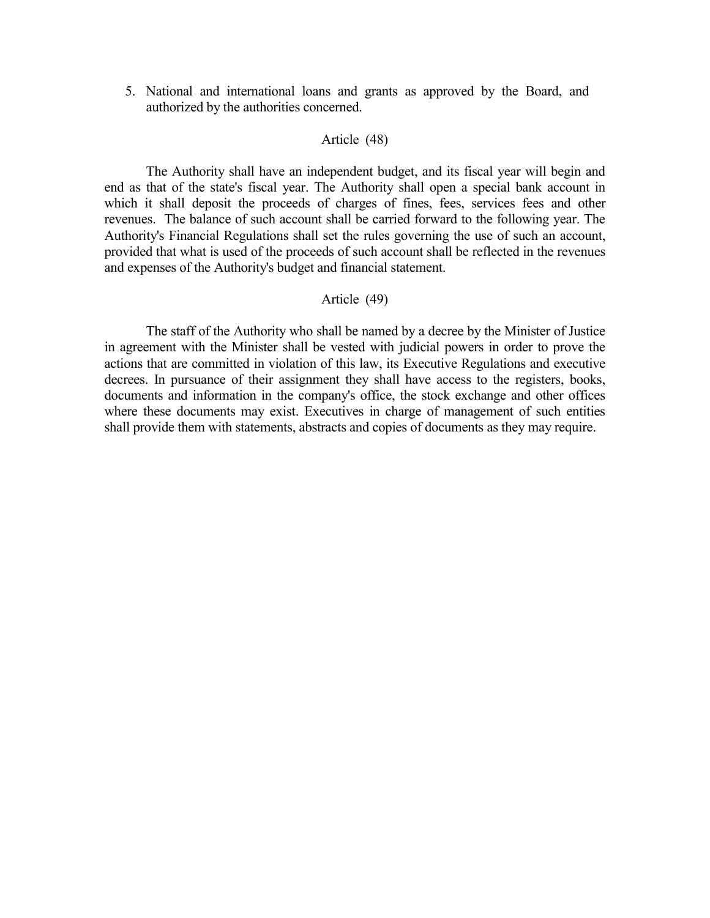5. National and international loans and grants as approved by the Board, and authorized by the authorities concerned.

Article (48)

The Authority shall have an independent budget, and its fiscal year will begin and end as that of the state's fiscal year. The Authority shall open a special bank account in which it shall deposit the proceeds of charges of fines, fees, services fees and other revenues. The balance of such account shall be carried forward to the following year. The Authority's Financial Regulations shall set the rules governing the use of such an account, provided that what is used of the proceeds of such account shall be reflected in the revenues and expenses of the Authority's budget and financial statement.

Article (49)

The staff of the Authority who shall be named by a decree by the Minister of Justice in agreement with the Minister shall be vested with judicial powers in order to prove the actions that are committed in violation of this law, its Executive Regulations and executive decrees. In pursuance of their assignment they shall have access to the registers, books, documents and information in the company's office, the stock exchange and other offices where these documents may exist. Executives in charge of management of such entities shall provide them with statements, abstracts and copies of documents as they may require.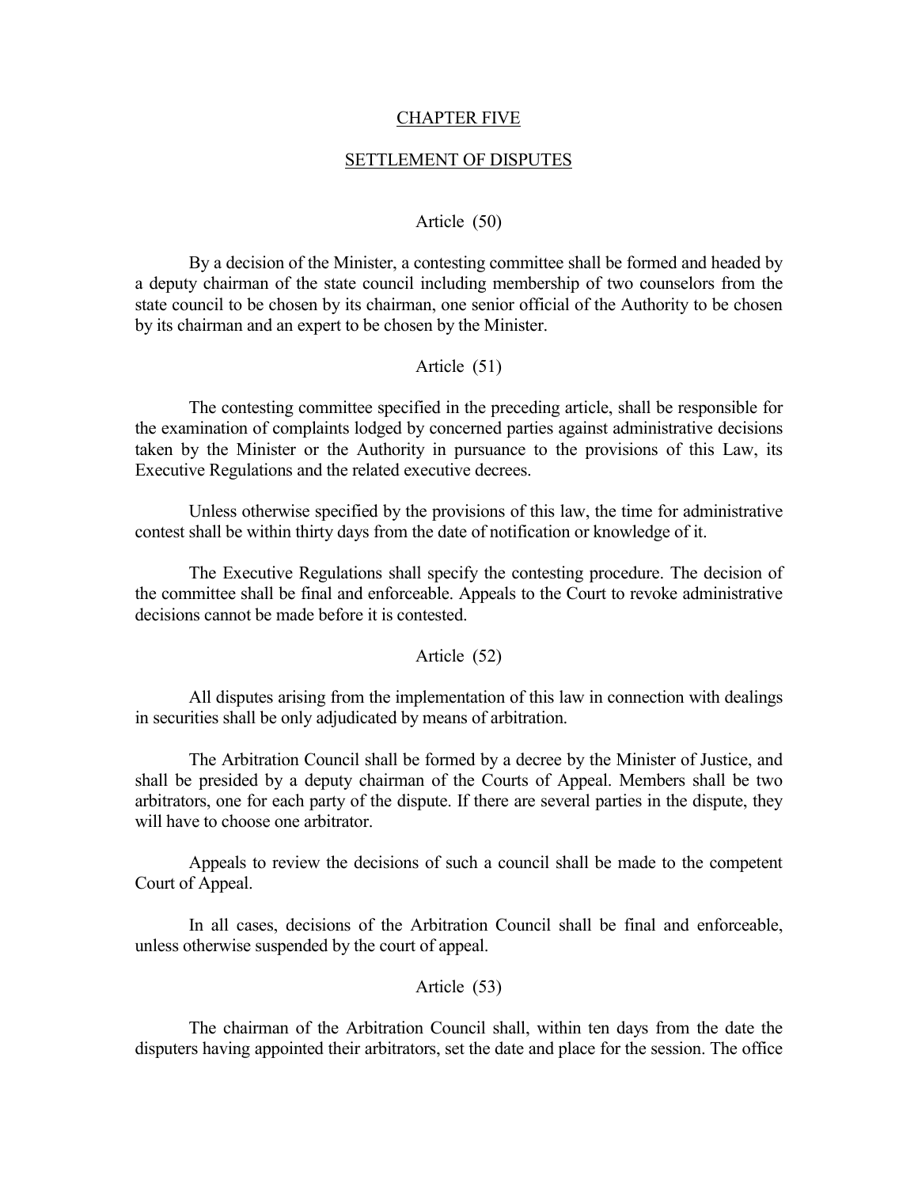## CHAPTER FIVE

## SETTLEMENT OF DISPUTES

### Article (50)

By a decision of the Minister, a contesting committee shall be formed and headed by a deputy chairman of the state council including membership of two counselors from the state council to be chosen by its chairman, one senior official of the Authority to be chosen by its chairman and an expert to be chosen by the Minister.

### Article (51)

The contesting committee specified in the preceding article, shall be responsible for the examination of complaints lodged by concerned parties against administrative decisions taken by the Minister or the Authority in pursuance to the provisions of this Law, its Executive Regulations and the related executive decrees.

Unless otherwise specified by the provisions of this law, the time for administrative contest shall be within thirty days from the date of notification or knowledge of it.

The Executive Regulations shall specify the contesting procedure. The decision of the committee shall be final and enforceable. Appeals to the Court to revoke administrative decisions cannot be made before it is contested.

### Article (52)

All disputes arising from the implementation of this law in connection with dealings in securities shall be only adjudicated by means of arbitration.

The Arbitration Council shall be formed by a decree by the Minister of Justice, and shall be presided by a deputy chairman of the Courts of Appeal. Members shall be two arbitrators, one for each party of the dispute. If there are several parties in the dispute, they will have to choose one arbitrator.

Appeals to review the decisions of such a council shall be made to the competent Court of Appeal.

In all cases, decisions of the Arbitration Council shall be final and enforceable, unless otherwise suspended by the court of appeal.

### Article (53)

The chairman of the Arbitration Council shall, within ten days from the date the disputers having appointed their arbitrators, set the date and place for the session. The office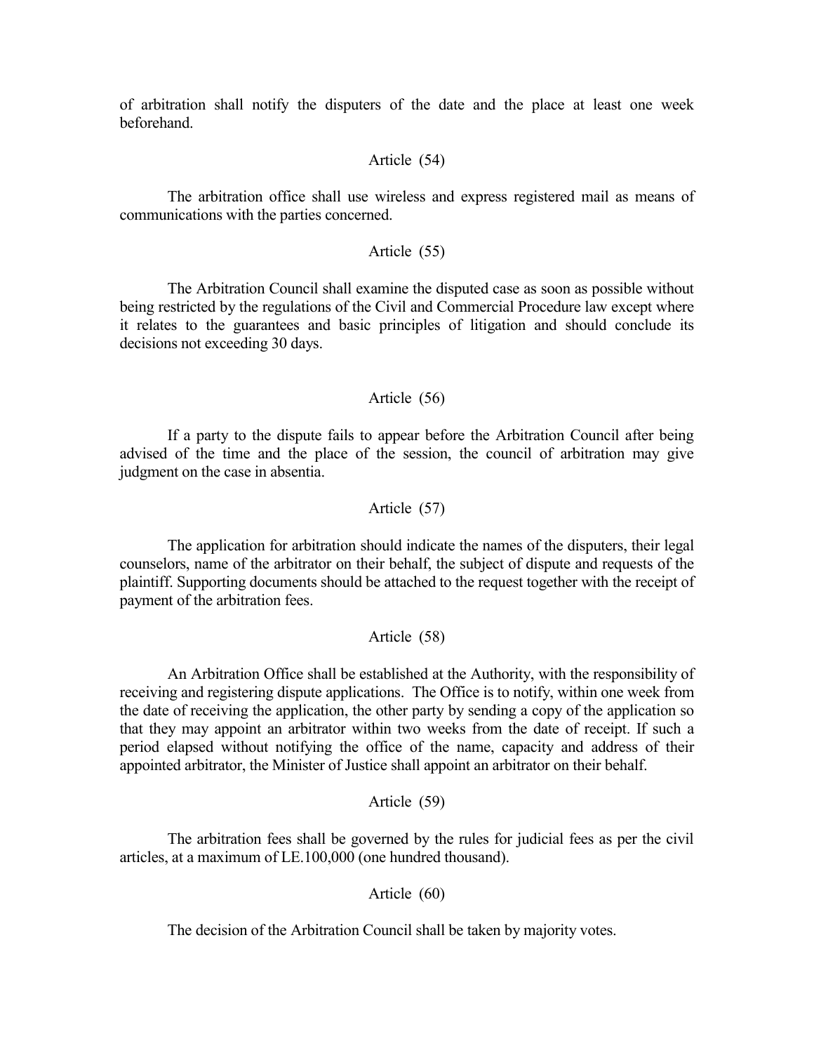of arbitration shall notify the disputers of the date and the place at least one week beforehand.

### Article (54)

The arbitration office shall use wireless and express registered mail as means of communications with the parties concerned.

### Article (55)

The Arbitration Council shall examine the disputed case as soon as possible without being restricted by the regulations of the Civil and Commercial Procedure law except where it relates to the guarantees and basic principles of litigation and should conclude its decisions not exceeding 30 days.

### Article (56)

If a party to the dispute fails to appear before the Arbitration Council after being advised of the time and the place of the session, the council of arbitration may give judgment on the case in absentia.

### Article (57)

The application for arbitration should indicate the names of the disputers, their legal counselors, name of the arbitrator on their behalf, the subject of dispute and requests of the plaintiff. Supporting documents should be attached to the request together with the receipt of payment of the arbitration fees.

### Article (58)

An Arbitration Office shall be established at the Authority, with the responsibility of receiving and registering dispute applications. The Office is to notify, within one week from the date of receiving the application, the other party by sending a copy of the application so that they may appoint an arbitrator within two weeks from the date of receipt. If such a period elapsed without notifying the office of the name, capacity and address of their appointed arbitrator, the Minister of Justice shall appoint an arbitrator on their behalf.

### Article (59)

The arbitration fees shall be governed by the rules for judicial fees as per the civil articles, at a maximum of LE.100,000 (one hundred thousand).

### Article (60)

The decision of the Arbitration Council shall be taken by majority votes.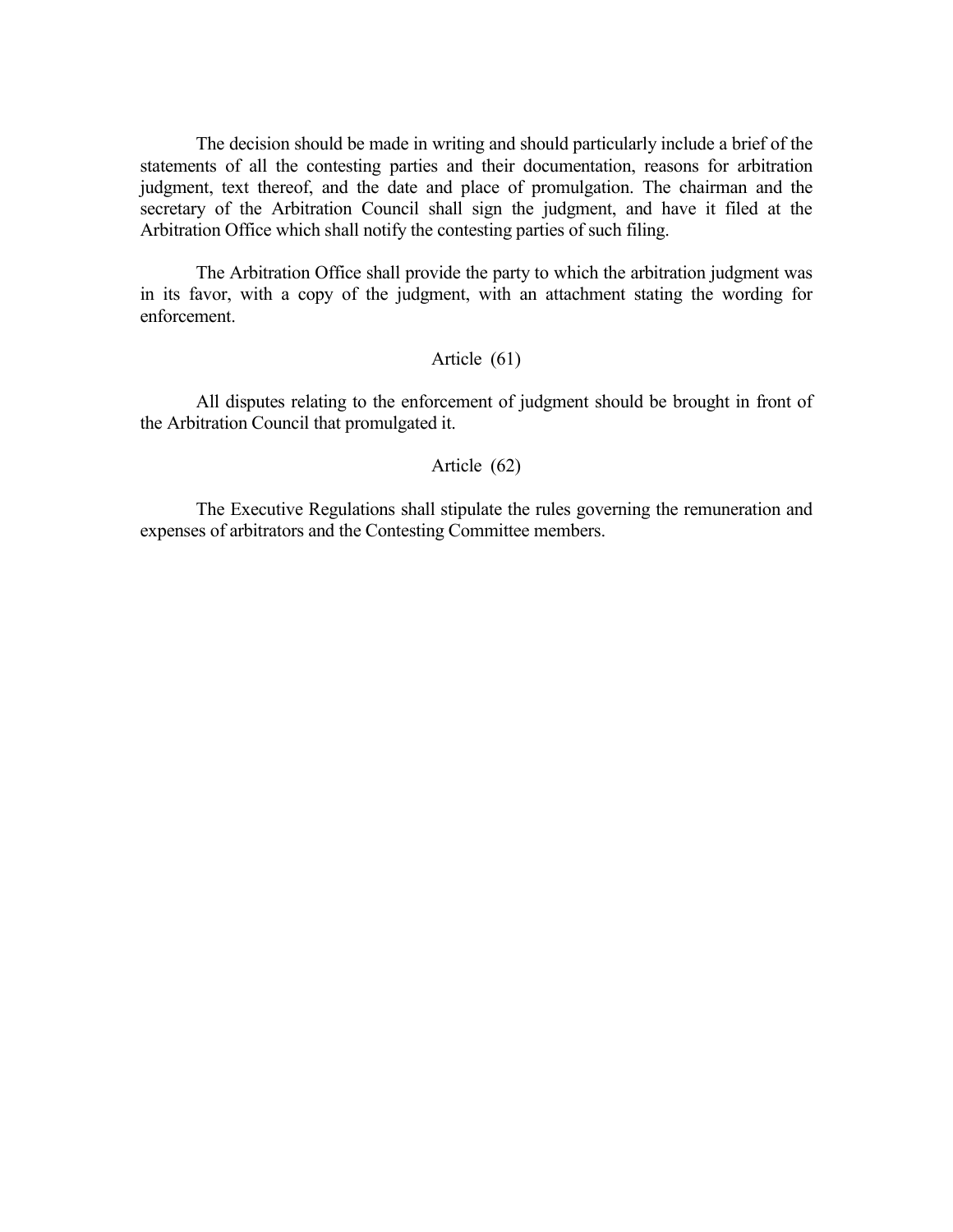The decision should be made in writing and should particularly include a brief of the statements of all the contesting parties and their documentation, reasons for arbitration judgment, text thereof, and the date and place of promulgation. The chairman and the secretary of the Arbitration Council shall sign the judgment, and have it filed at the Arbitration Office which shall notify the contesting parties of such filing.

The Arbitration Office shall provide the party to which the arbitration judgment was in its favor, with a copy of the judgment, with an attachment stating the wording for enforcement.

### Article (61)

All disputes relating to the enforcement of judgment should be brought in front of the Arbitration Council that promulgated it.

### Article (62)

The Executive Regulations shall stipulate the rules governing the remuneration and expenses of arbitrators and the Contesting Committee members.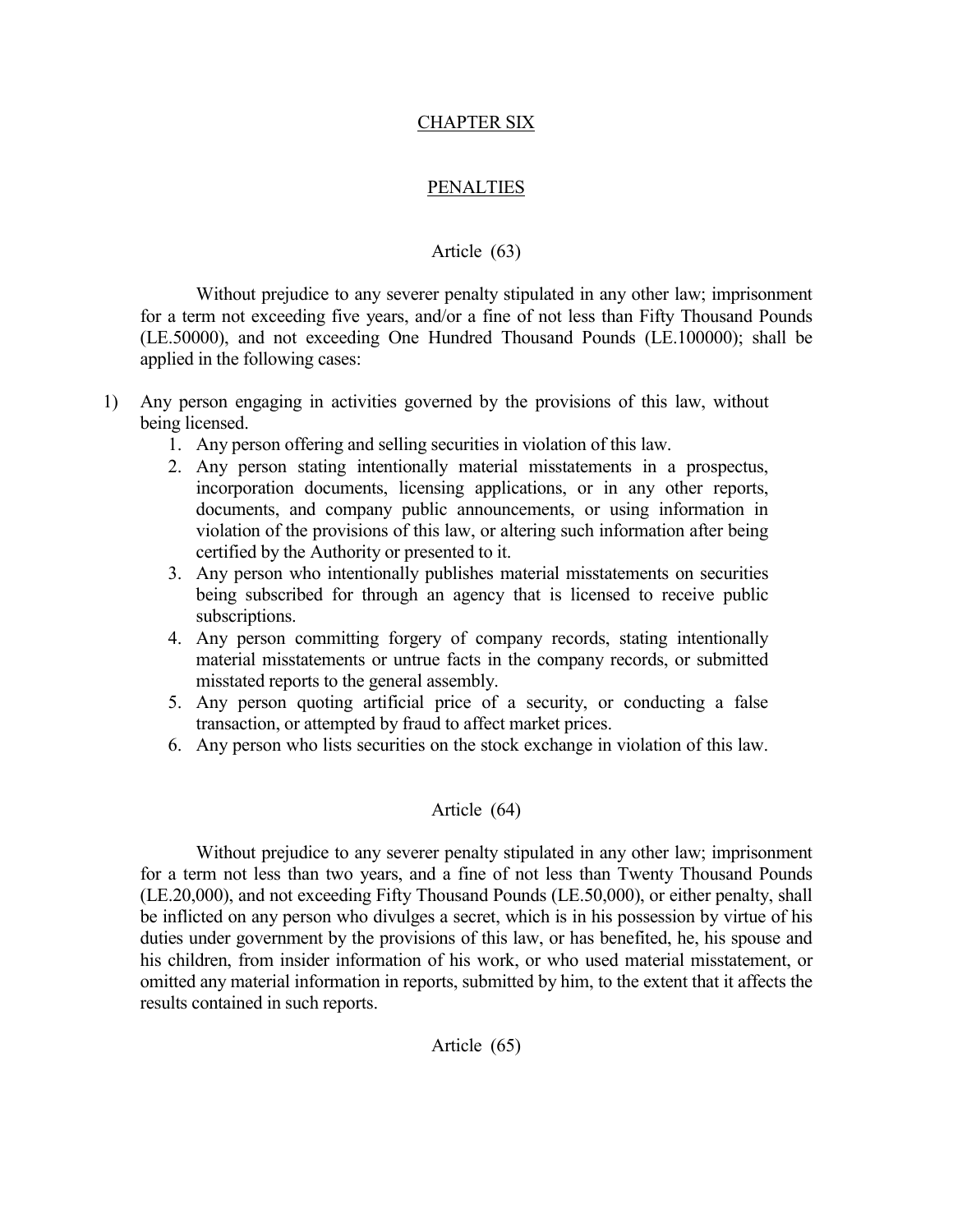## CHAPTER SIX

## PENALTIES

### Article (63)

Without prejudice to any severer penalty stipulated in any other law; imprisonment for a term not exceeding five years, and/or a fine of not less than Fifty Thousand Pounds (LE.50000), and not exceeding One Hundred Thousand Pounds (LE.100000); shall be applied in the following cases:

1) Any person engaging in activities governed by the provisions of this law, without being licensed.
    1. Any person offering and selling securities in violation of this law.
    2. Any person stating intentionally material misstatements in a prospectus, incorporation documents, licensing applications, or in any other reports, documents, and company public announcements, or using information in violation of the provisions of this law, or altering such information after being certified by the Authority or presented to it.
    3. Any person who intentionally publishes material misstatements on securities being subscribed for through an agency that is licensed to receive public subscriptions.
    4. Any person committing forgery of company records, stating intentionally material misstatements or untrue facts in the company records, or submitted misstated reports to the general assembly.
    5. Any person quoting artificial price of a security, or conducting a false transaction, or attempted by fraud to affect market prices.
    6. Any person who lists securities on the stock exchange in violation of this law.

### Article (64)

Without prejudice to any severer penalty stipulated in any other law; imprisonment for a term not less than two years, and a fine of not less than Twenty Thousand Pounds (LE.20,000), and not exceeding Fifty Thousand Pounds (LE.50,000), or either penalty, shall be inflicted on any person who divulges a secret, which is in his possession by virtue of his duties under government by the provisions of this law, or has benefited, he, his spouse and his children, from insider information of his work, or who used material misstatement, or omitted any material information in reports, submitted by him, to the extent that it affects the results contained in such reports.

### Article (65)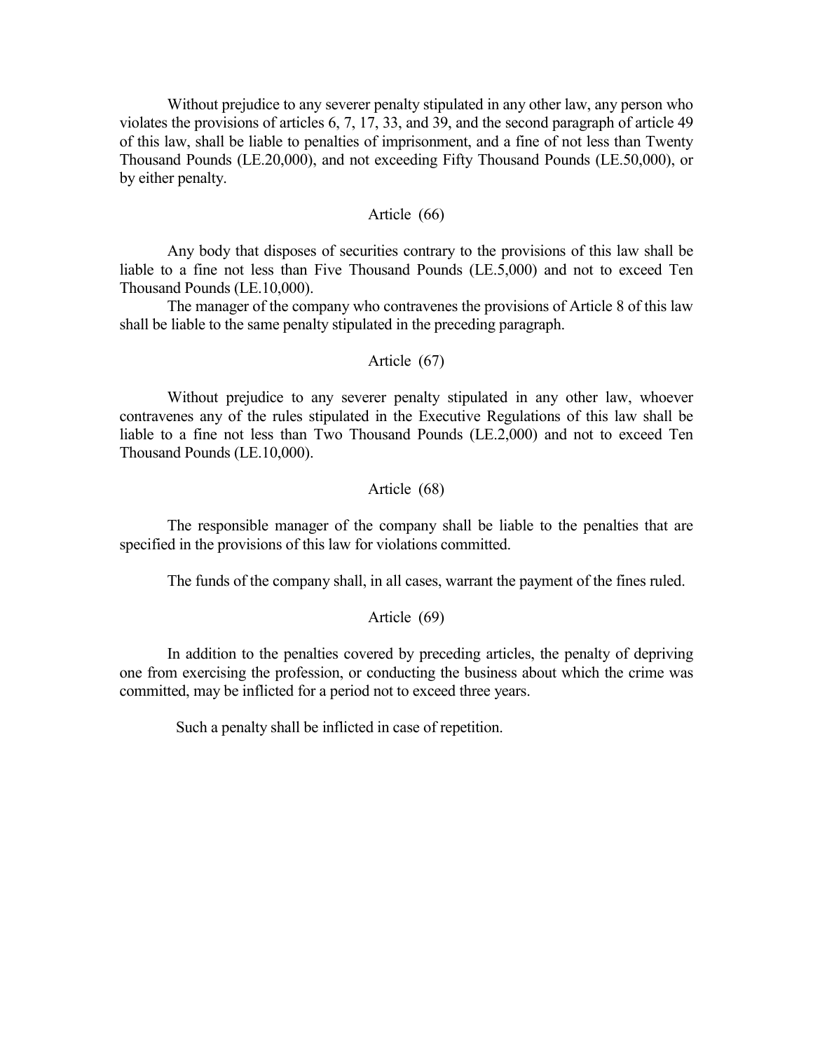Without prejudice to any severer penalty stipulated in any other law, any person who violates the provisions of articles 6, 7, 17, 33, and 39, and the second paragraph of article 49 of this law, shall be liable to penalties of imprisonment, and a fine of not less than Twenty Thousand Pounds (LE.20,000), and not exceeding Fifty Thousand Pounds (LE.50,000), or by either penalty.

## Article (66)

Any body that disposes of securities contrary to the provisions of this law shall be liable to a fine not less than Five Thousand Pounds (LE.5,000) and not to exceed Ten Thousand Pounds (LE.10,000).

The manager of the company who contravenes the provisions of Article 8 of this law shall be liable to the same penalty stipulated in the preceding paragraph.

## Article (67)

Without prejudice to any severer penalty stipulated in any other law, whoever contravenes any of the rules stipulated in the Executive Regulations of this law shall be liable to a fine not less than Two Thousand Pounds (LE.2,000) and not to exceed Ten Thousand Pounds (LE.10,000).

## Article (68)

The responsible manager of the company shall be liable to the penalties that are specified in the provisions of this law for violations committed.

The funds of the company shall, in all cases, warrant the payment of the fines ruled.

## Article (69)

In addition to the penalties covered by preceding articles, the penalty of depriving one from exercising the profession, or conducting the business about which the crime was committed, may be inflicted for a period not to exceed three years.

Such a penalty shall be inflicted in case of repetition.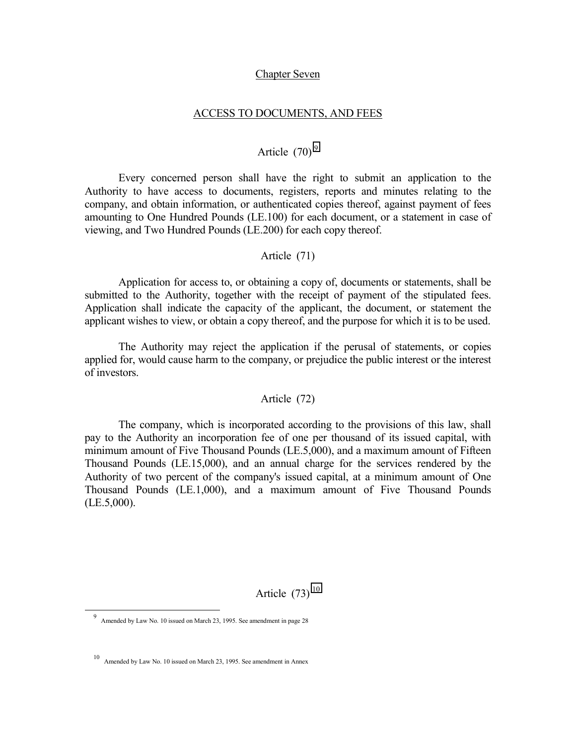## Chapter Seven

## ACCESS TO DOCUMENTS, AND FEES

### Article (70)[9]

Every concerned person shall have the right to submit an application to the Authority to have access to documents, registers, reports and minutes relating to the company, and obtain information, or authenticated copies thereof, against payment of fees amounting to One Hundred Pounds (LE.100) for each document, or a statement in case of viewing, and Two Hundred Pounds (LE.200) for each copy thereof.

### Article (71)

Application for access to, or obtaining a copy of, documents or statements, shall be submitted to the Authority, together with the receipt of payment of the stipulated fees. Application shall indicate the capacity of the applicant, the document, or statement the applicant wishes to view, or obtain a copy thereof, and the purpose for which it is to be used.

The Authority may reject the application if the perusal of statements, or copies applied for, would cause harm to the company, or prejudice the public interest or the interest of investors.

### Article (72)

The company, which is incorporated according to the provisions of this law, shall pay to the Authority an incorporation fee of one per thousand of its issued capital, with minimum amount of Five Thousand Pounds (LE.5,000), and a maximum amount of Fifteen Thousand Pounds (LE.15,000), and an annual charge for the services rendered by the Authority of two percent of the company's issued capital, at a minimum amount of One Thousand Pounds (LE.1,000), and a maximum amount of Five Thousand Pounds (LE.5,000).

### Article (73)[10]

---

[9] Amended by Law No. 10 issued on March 23, 1995. See amendment in page 28

[10] Amended by Law No. 10 issued on March 23, 1995. See amendment in Annex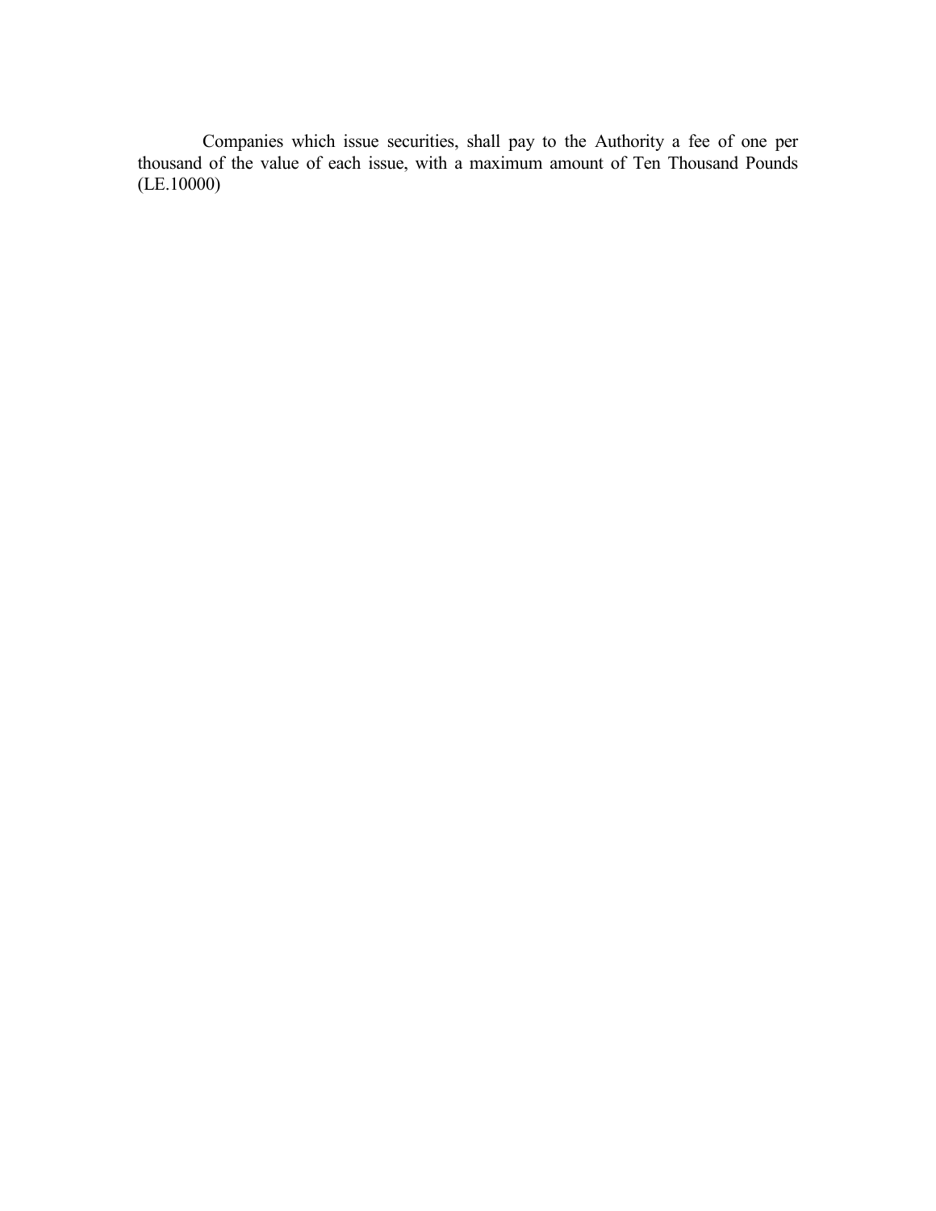Companies which issue securities, shall pay to the Authority a fee of one per thousand of the value of each issue, with a maximum amount of Ten Thousand Pounds (LE.10000)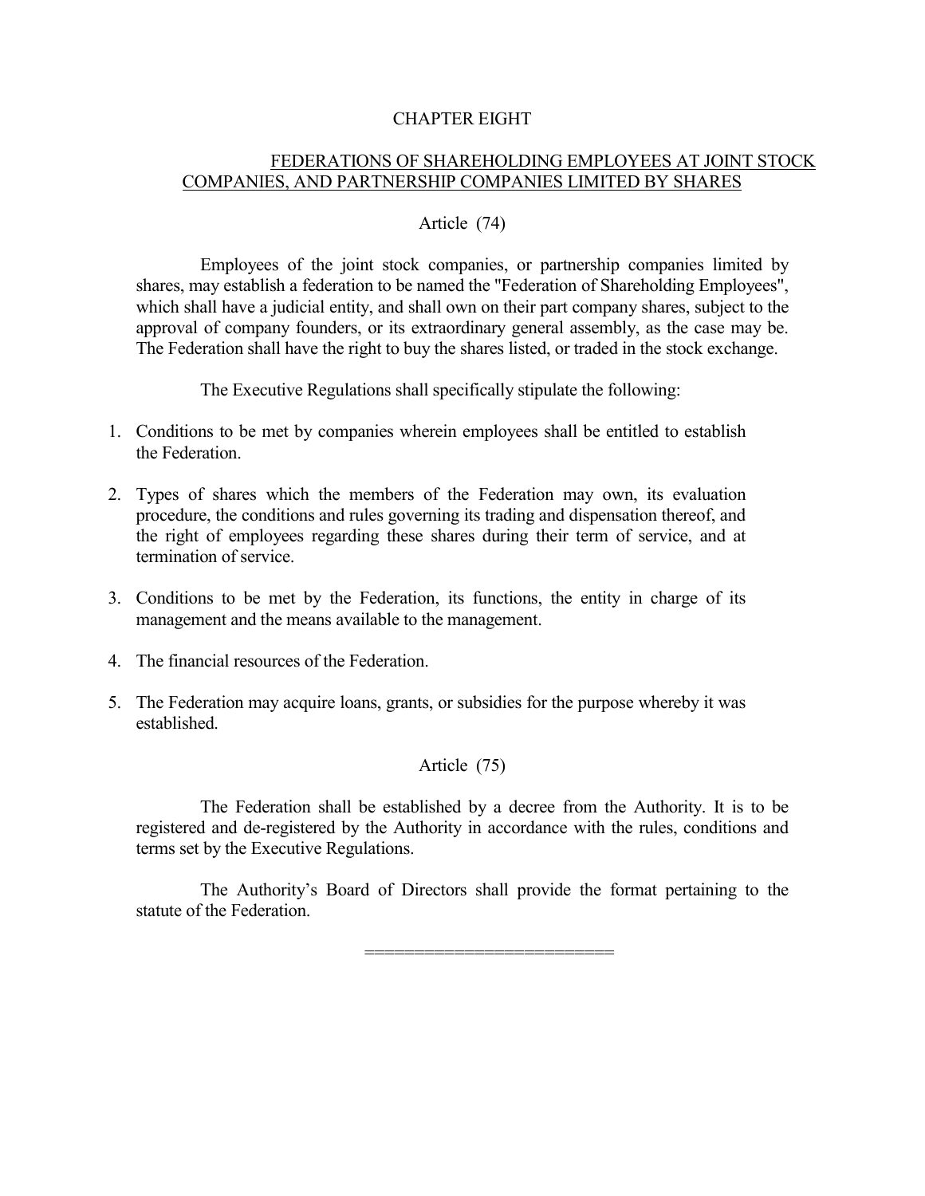## CHAPTER EIGHT

## FEDERATIONS OF SHAREHOLDING EMPLOYEES AT JOINT STOCK COMPANIES, AND PARTNERSHIP COMPANIES LIMITED BY SHARES

### Article (74)

Employees of the joint stock companies, or partnership companies limited by shares, may establish a federation to be named the "Federation of Shareholding Employees", which shall have a judicial entity, and shall own on their part company shares, subject to the approval of company founders, or its extraordinary general assembly, as the case may be. The Federation shall have the right to buy the shares listed, or traded in the stock exchange.

The Executive Regulations shall specifically stipulate the following:

1. Conditions to be met by companies wherein employees shall be entitled to establish the Federation.
2. Types of shares which the members of the Federation may own, its evaluation procedure, the conditions and rules governing its trading and dispensation thereof, and the right of employees regarding these shares during their term of service, and at termination of service.
3. Conditions to be met by the Federation, its functions, the entity in charge of its management and the means available to the management.
4. The financial resources of the Federation.
5. The Federation may acquire loans, grants, or subsidies for the purpose whereby it was established.

### Article (75)

The Federation shall be established by a decree from the Authority. It is to be registered and de-registered by the Authority in accordance with the rules, conditions and terms set by the Executive Regulations.

The Authority's Board of Directors shall provide the format pertaining to the statute of the Federation.

========================